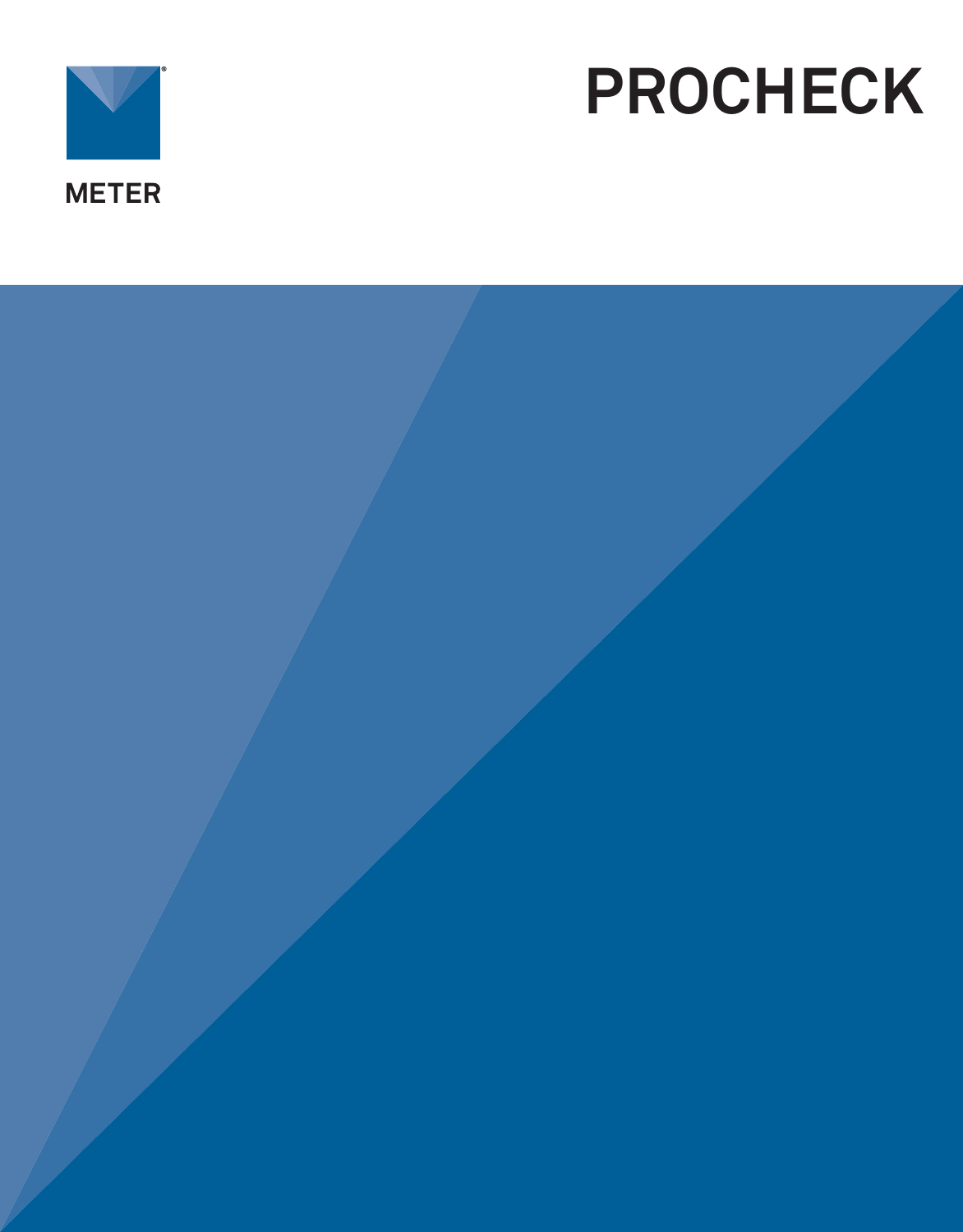METER

# PROCHECK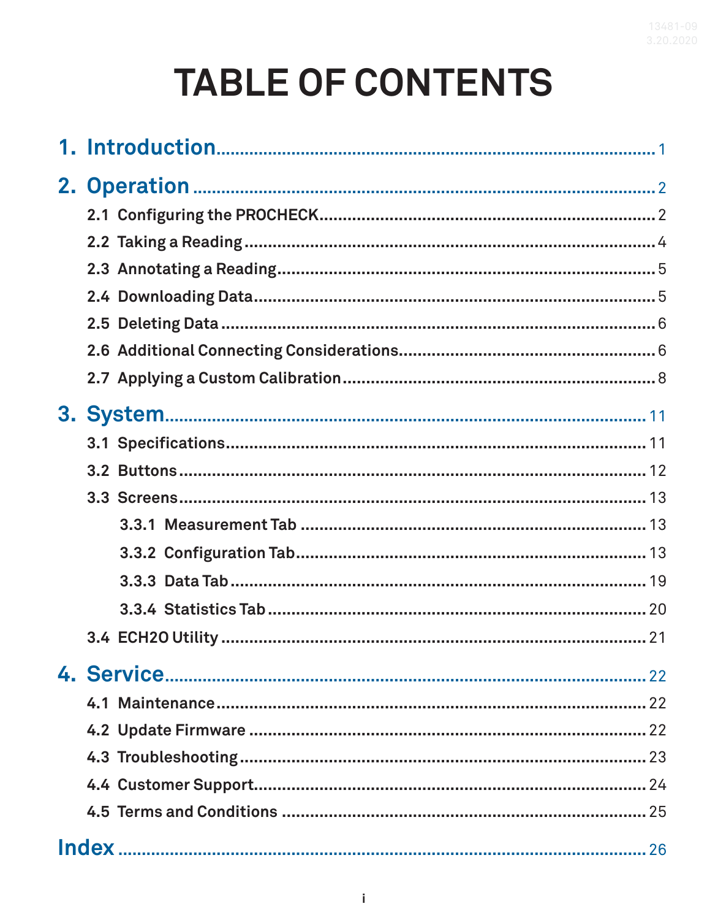# TABLE OF CONTENTS

1. Introduction .......... 1

2. Operation .......... 2
   - 2.1 Configuring the PROCHECK .......... 2
   - 2.2 Taking a Reading .......... 4
   - 2.3 Annotating a Reading .......... 5
   - 2.4 Downloading Data .......... 5
   - 2.5 Deleting Data .......... 6
   - 2.6 Additional Connecting Considerations .......... 6
   - 2.7 Applying a Custom Calibration .......... 8

3. System .......... 11
   - 3.1 Specifications .......... 11
   - 3.2 Buttons .......... 12
   - 3.3 Screens .......... 13
     - 3.3.1 Measurement Tab .......... 13
     - 3.3.2 Configuration Tab .......... 13
     - 3.3.3 Data Tab .......... 19
     - 3.3.4 Statistics Tab .......... 20
   - 3.4 ECH2O Utility .......... 21

4. Service .......... 22
   - 4.1 Maintenance .......... 22
   - 4.2 Update Firmware .......... 22
   - 4.3 Troubleshooting .......... 23
   - 4.4 Customer Support .......... 24
   - 4.5 Terms and Conditions .......... 25

Index .......... 26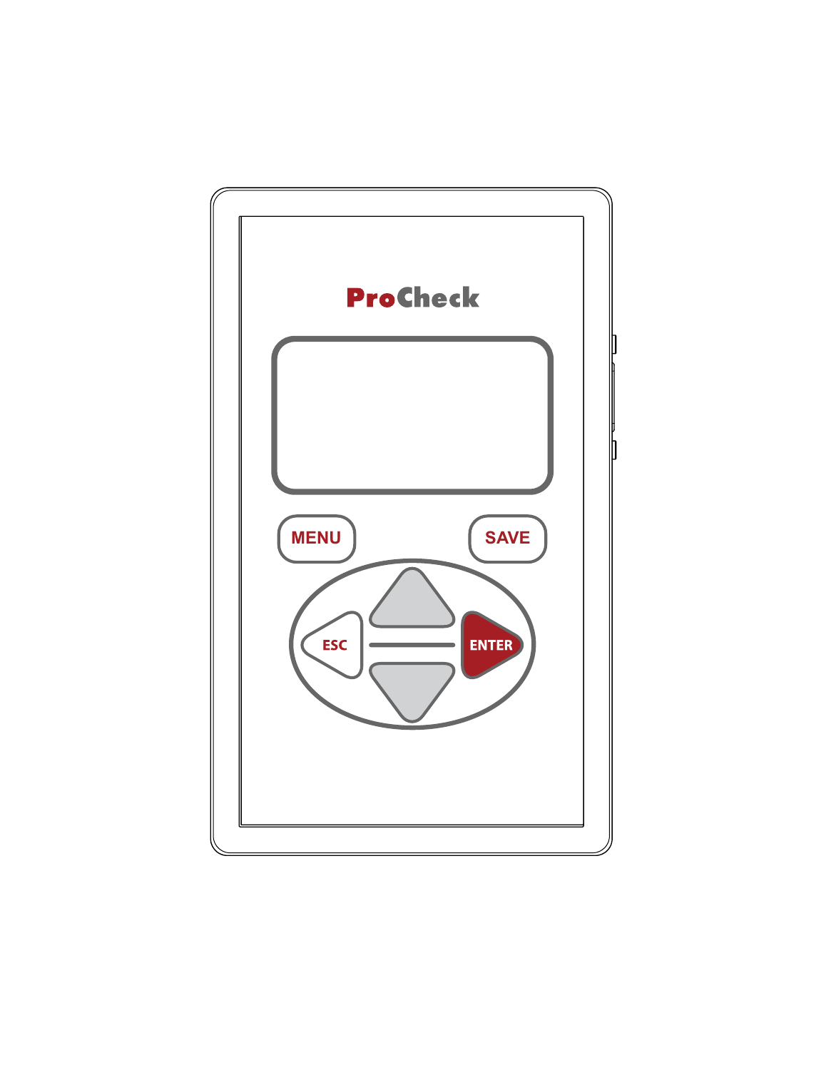ProCheck

MENU

SAVE

ESC

ENTER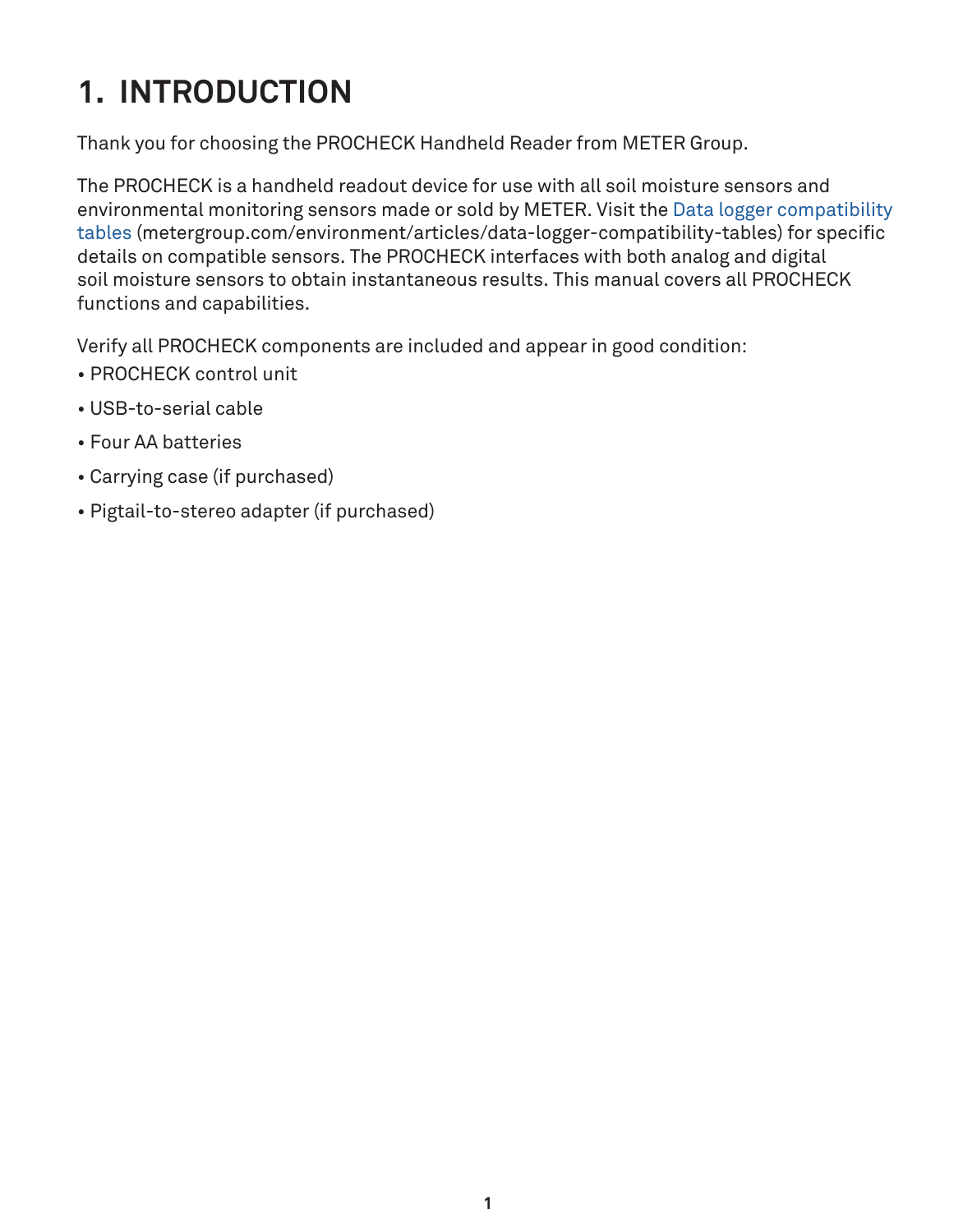# 1. INTRODUCTION

Thank you for choosing the PROCHECK Handheld Reader from METER Group.

The PROCHECK is a handheld readout device for use with all soil moisture sensors and environmental monitoring sensors made or sold by METER. Visit the Data logger compatibility tables (metergroup.com/environment/articles/data-logger-compatibility-tables) for specific details on compatible sensors. The PROCHECK interfaces with both analog and digital soil moisture sensors to obtain instantaneous results. This manual covers all PROCHECK functions and capabilities.

Verify all PROCHECK components are included and appear in good condition:

- PROCHECK control unit
- USB-to-serial cable
- Four AA batteries
- Carrying case (if purchased)
- Pigtail-to-stereo adapter (if purchased)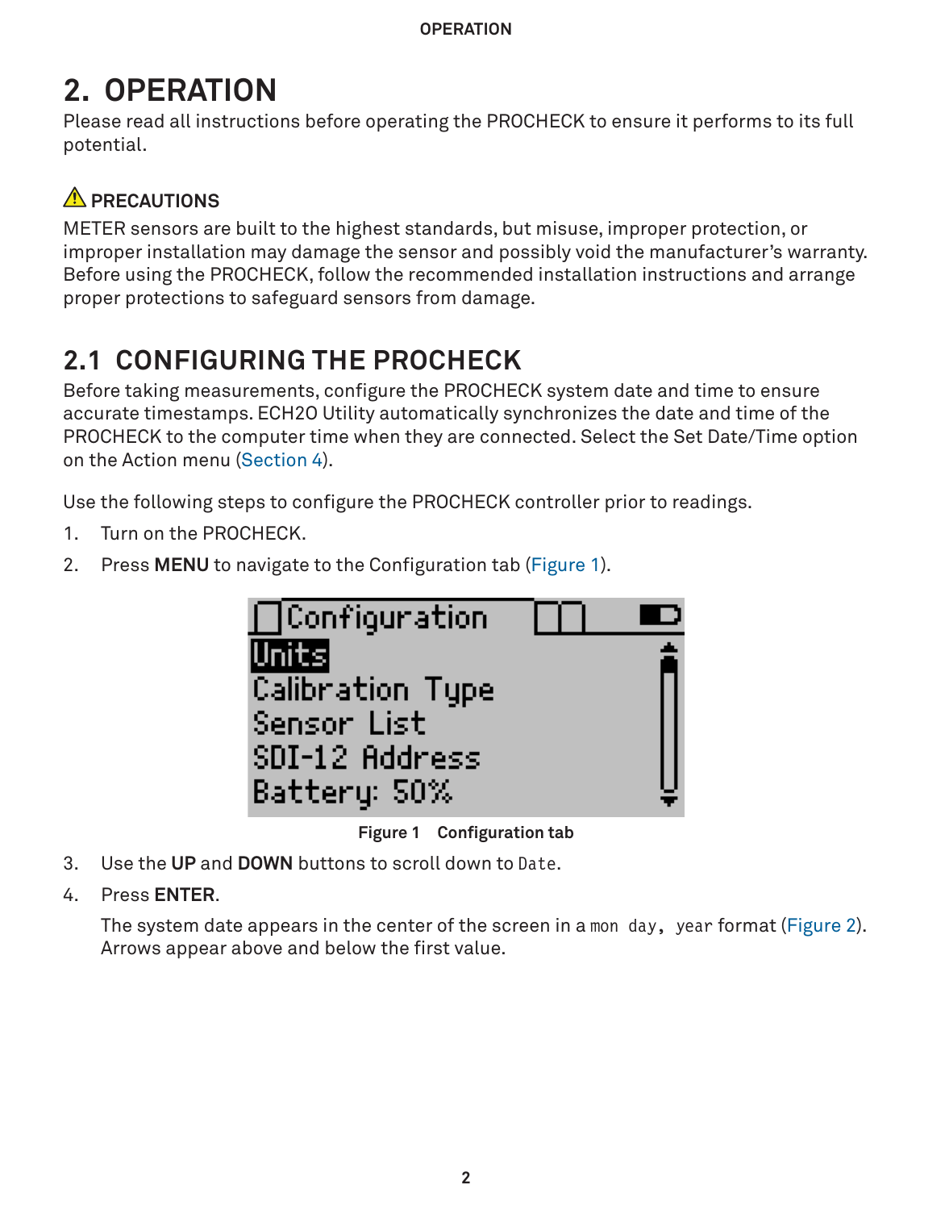# 2. OPERATION

Please read all instructions before operating the PROCHECK to ensure it performs to its full potential.

⚠ **PRECAUTIONS**

METER sensors are built to the highest standards, but misuse, improper protection, or improper installation may damage the sensor and possibly void the manufacturer's warranty. Before using the PROCHECK, follow the recommended installation instructions and arrange proper protections to safeguard sensors from damage.

## 2.1 CONFIGURING THE PROCHECK

Before taking measurements, configure the PROCHECK system date and time to ensure accurate timestamps. ECH2O Utility automatically synchronizes the date and time of the PROCHECK to the computer time when they are connected. Select the Set Date/Time option on the Action menu (Section 4).

Use the following steps to configure the PROCHECK controller prior to readings.

1. Turn on the PROCHECK.
2. Press **MENU** to navigate to the Configuration tab (Figure 1).

Configuration
Units
Calibration Type
Sensor List
SDI-12 Address
Battery: 50%

**Figure 1 Configuration tab**

3. Use the **UP** and **DOWN** buttons to scroll down to `Date`.
4. Press **ENTER**.

   The system date appears in the center of the screen in a `mon day, year` format (Figure 2). Arrows appear above and below the first value.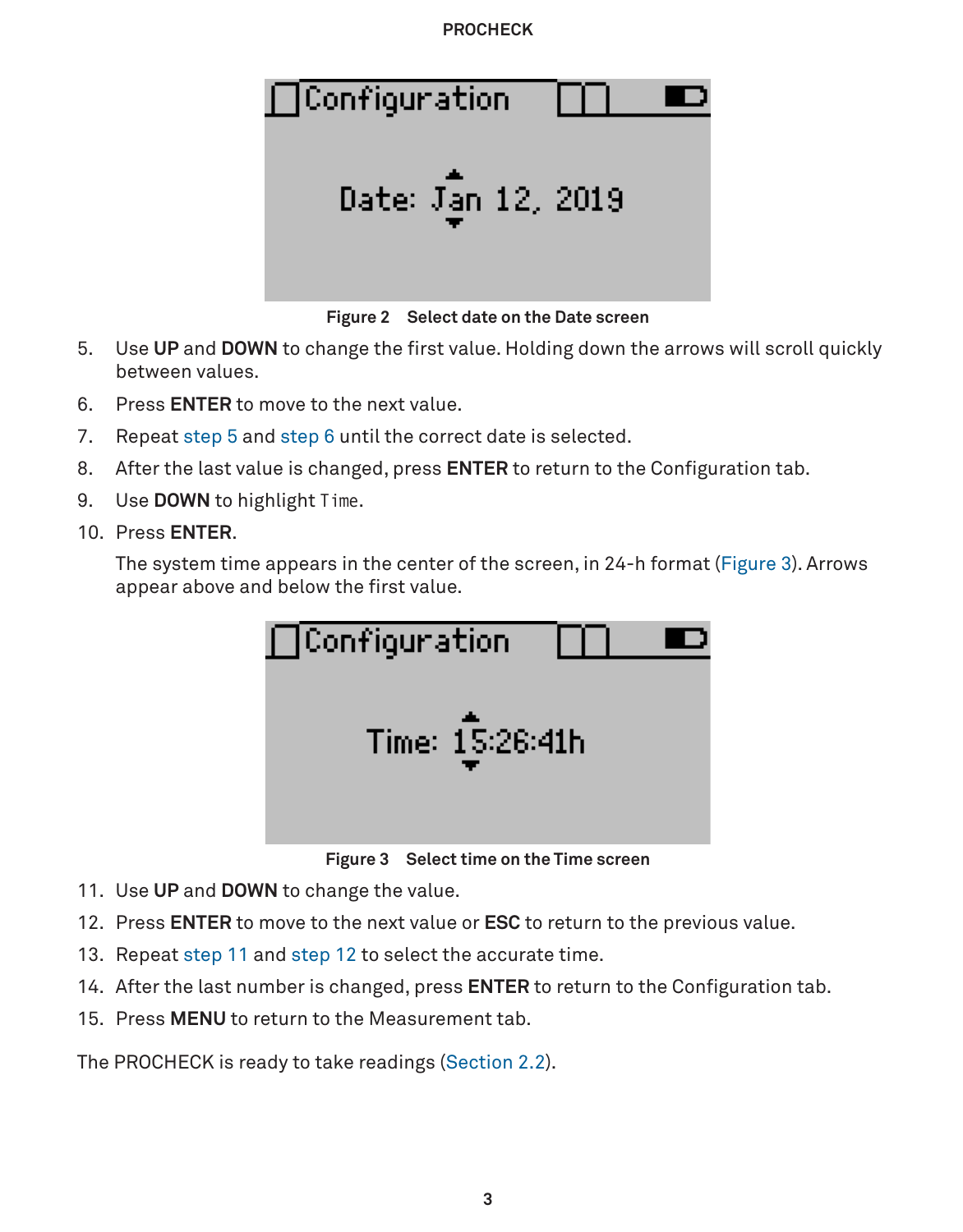Figure 2 Select date on the Date screen

5. Use **UP** and **DOWN** to change the first value. Holding down the arrows will scroll quickly between values.
6. Press **ENTER** to move to the next value.
7. Repeat step 5 and step 6 until the correct date is selected.
8. After the last value is changed, press **ENTER** to return to the Configuration tab.
9. Use **DOWN** to highlight `Time`.
10. Press **ENTER**.

    The system time appears in the center of the screen, in 24-h format (Figure 3). Arrows appear above and below the first value.

Figure 3 Select time on the Time screen

11. Use **UP** and **DOWN** to change the value.
12. Press **ENTER** to move to the next value or **ESC** to return to the previous value.
13. Repeat step 11 and step 12 to select the accurate time.
14. After the last number is changed, press **ENTER** to return to the Configuration tab.
15. Press **MENU** to return to the Measurement tab.

The PROCHECK is ready to take readings (Section 2.2).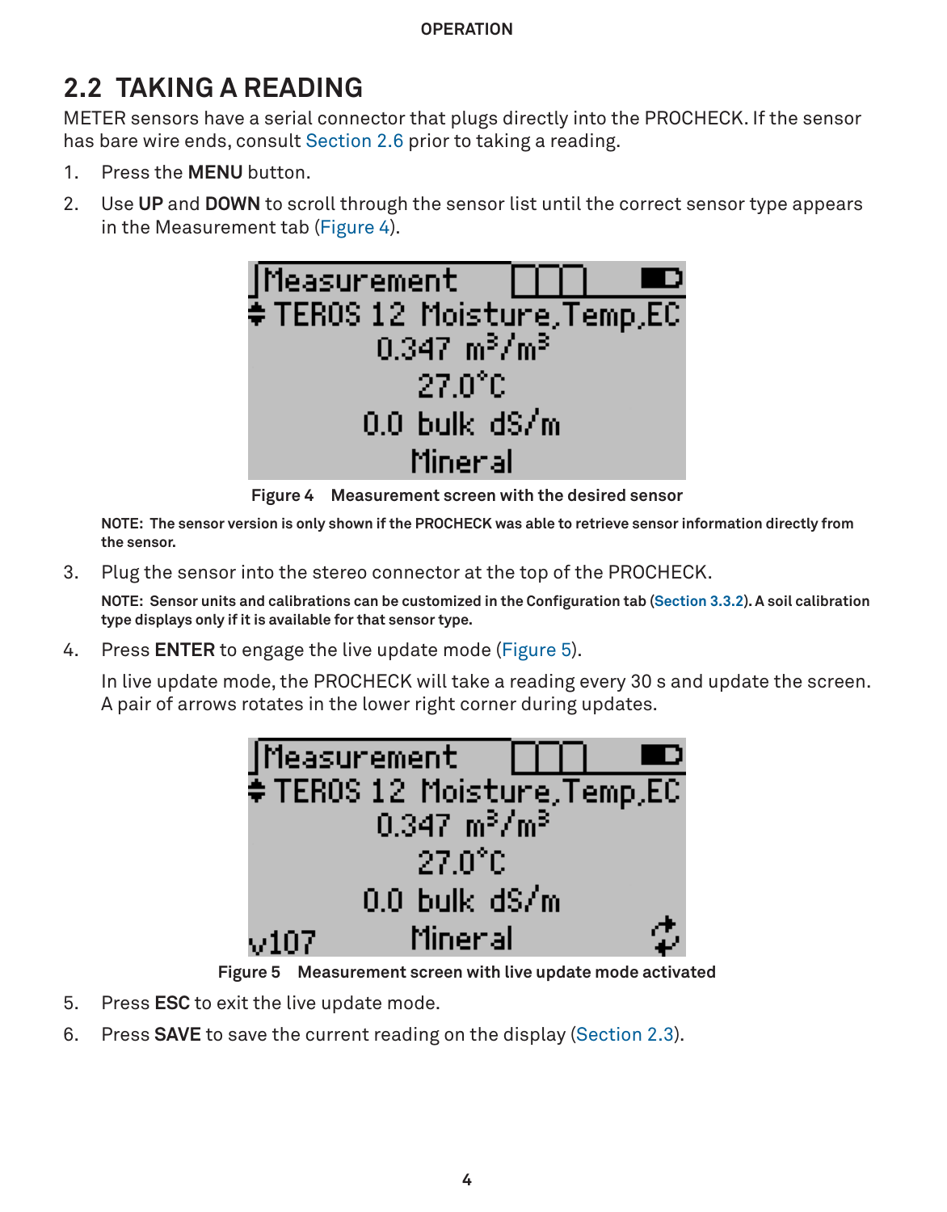## 2.2 TAKING A READING

METER sensors have a serial connector that plugs directly into the PROCHECK. If the sensor has bare wire ends, consult Section 2.6 prior to taking a reading.

1. Press the **MENU** button.
2. Use **UP** and **DOWN** to scroll through the sensor list until the correct sensor type appears in the Measurement tab (Figure 4).

**Figure 4 Measurement screen with the desired sensor**

**NOTE: The sensor version is only shown if the PROCHECK was able to retrieve sensor information directly from the sensor.**

3. Plug the sensor into the stereo connector at the top of the PROCHECK.

   **NOTE: Sensor units and calibrations can be customized in the Configuration tab (Section 3.3.2). A soil calibration type displays only if it is available for that sensor type.**

4. Press **ENTER** to engage the live update mode (Figure 5).

   In live update mode, the PROCHECK will take a reading every 30 s and update the screen. A pair of arrows rotates in the lower right corner during updates.

**Figure 5 Measurement screen with live update mode activated**

5. Press **ESC** to exit the live update mode.
6. Press **SAVE** to save the current reading on the display (Section 2.3).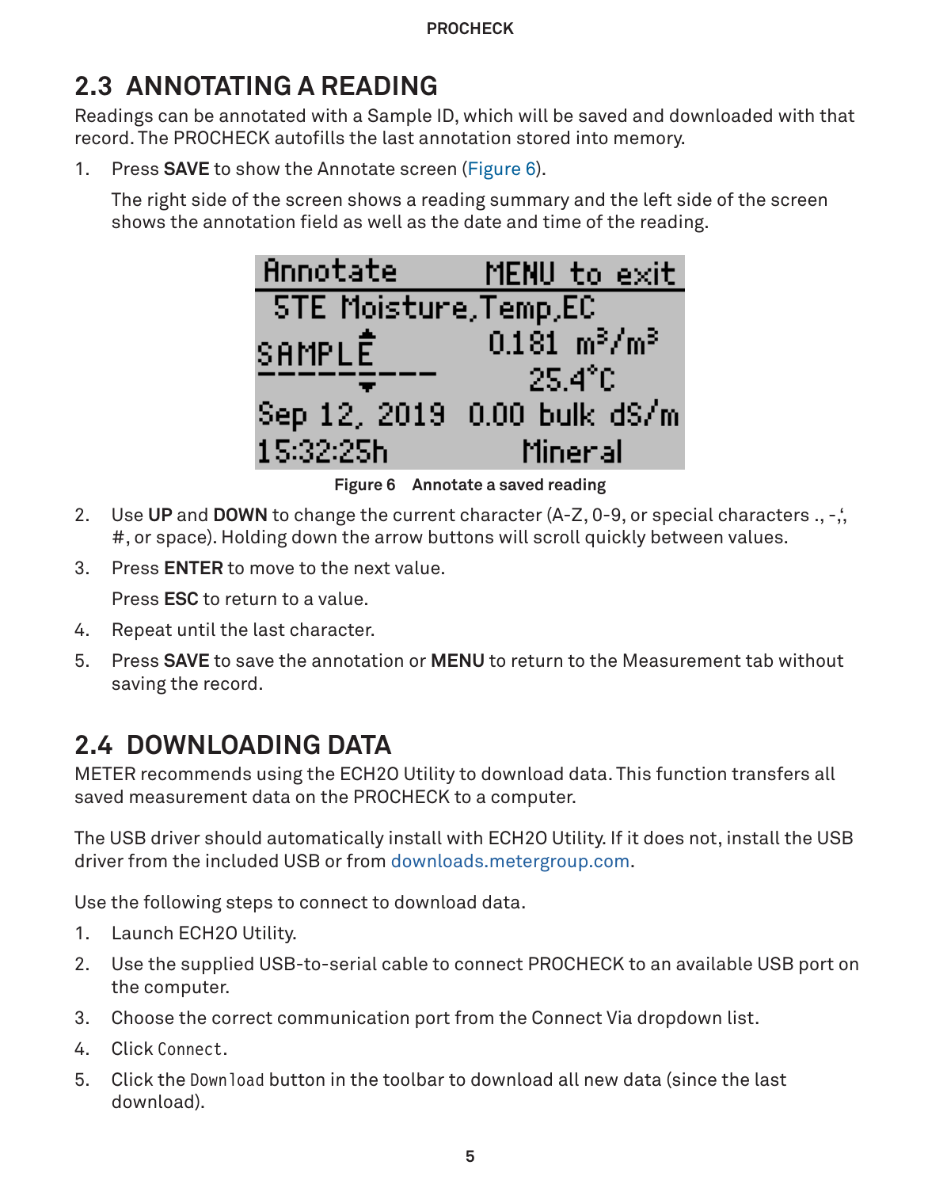## 2.3 ANNOTATING A READING

Readings can be annotated with a Sample ID, which will be saved and downloaded with that record. The PROCHECK autofills the last annotation stored into memory.

1. Press **SAVE** to show the Annotate screen (Figure 6).

   The right side of the screen shows a reading summary and the left side of the screen shows the annotation field as well as the date and time of the reading.

Figure 6 Annotate a saved reading

2. Use **UP** and **DOWN** to change the current character (A-Z, 0-9, or special characters ., -,;, #, or space). Holding down the arrow buttons will scroll quickly between values.
3. Press **ENTER** to move to the next value.

   Press **ESC** to return to a value.
4. Repeat until the last character.
5. Press **SAVE** to save the annotation or **MENU** to return to the Measurement tab without saving the record.

## 2.4 DOWNLOADING DATA

METER recommends using the ECH2O Utility to download data. This function transfers all saved measurement data on the PROCHECK to a computer.

The USB driver should automatically install with ECH2O Utility. If it does not, install the USB driver from the included USB or from downloads.metergroup.com.

Use the following steps to connect to download data.

1. Launch ECH2O Utility.
2. Use the supplied USB-to-serial cable to connect PROCHECK to an available USB port on the computer.
3. Choose the correct communication port from the Connect Via dropdown list.
4. Click `Connect`.
5. Click the `Download` button in the toolbar to download all new data (since the last download).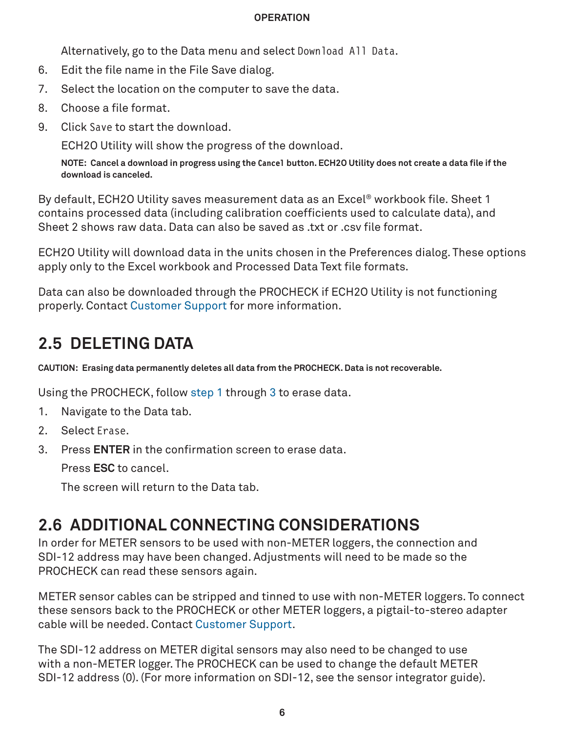Alternatively, go to the Data menu and select `Download All Data`.

6. Edit the file name in the File Save dialog.
7. Select the location on the computer to save the data.
8. Choose a file format.
9. Click `Save` to start the download.

   ECH2O Utility will show the progress of the download.

   **NOTE: Cancel a download in progress using the `Cancel` button. ECH2O Utility does not create a data file if the download is canceled.**

By default, ECH2O Utility saves measurement data as an Excel® workbook file. Sheet 1 contains processed data (including calibration coefficients used to calculate data), and Sheet 2 shows raw data. Data can also be saved as .txt or .csv file format.

ECH2O Utility will download data in the units chosen in the Preferences dialog. These options apply only to the Excel workbook and Processed Data Text file formats.

Data can also be downloaded through the PROCHECK if ECH2O Utility is not functioning properly. Contact Customer Support for more information.

## 2.5 DELETING DATA

**CAUTION: Erasing data permanently deletes all data from the PROCHECK. Data is not recoverable.**

Using the PROCHECK, follow step 1 through 3 to erase data.

1. Navigate to the Data tab.
2. Select `Erase`.
3. Press **ENTER** in the confirmation screen to erase data.

   Press **ESC** to cancel.

   The screen will return to the Data tab.

## 2.6 ADDITIONAL CONNECTING CONSIDERATIONS

In order for METER sensors to be used with non-METER loggers, the connection and SDI-12 address may have been changed. Adjustments will need to be made so the PROCHECK can read these sensors again.

METER sensor cables can be stripped and tinned to use with non-METER loggers. To connect these sensors back to the PROCHECK or other METER loggers, a pigtail-to-stereo adapter cable will be needed. Contact Customer Support.

The SDI-12 address on METER digital sensors may also need to be changed to use with a non-METER logger. The PROCHECK can be used to change the default METER SDI-12 address (0). (For more information on SDI-12, see the sensor integrator guide).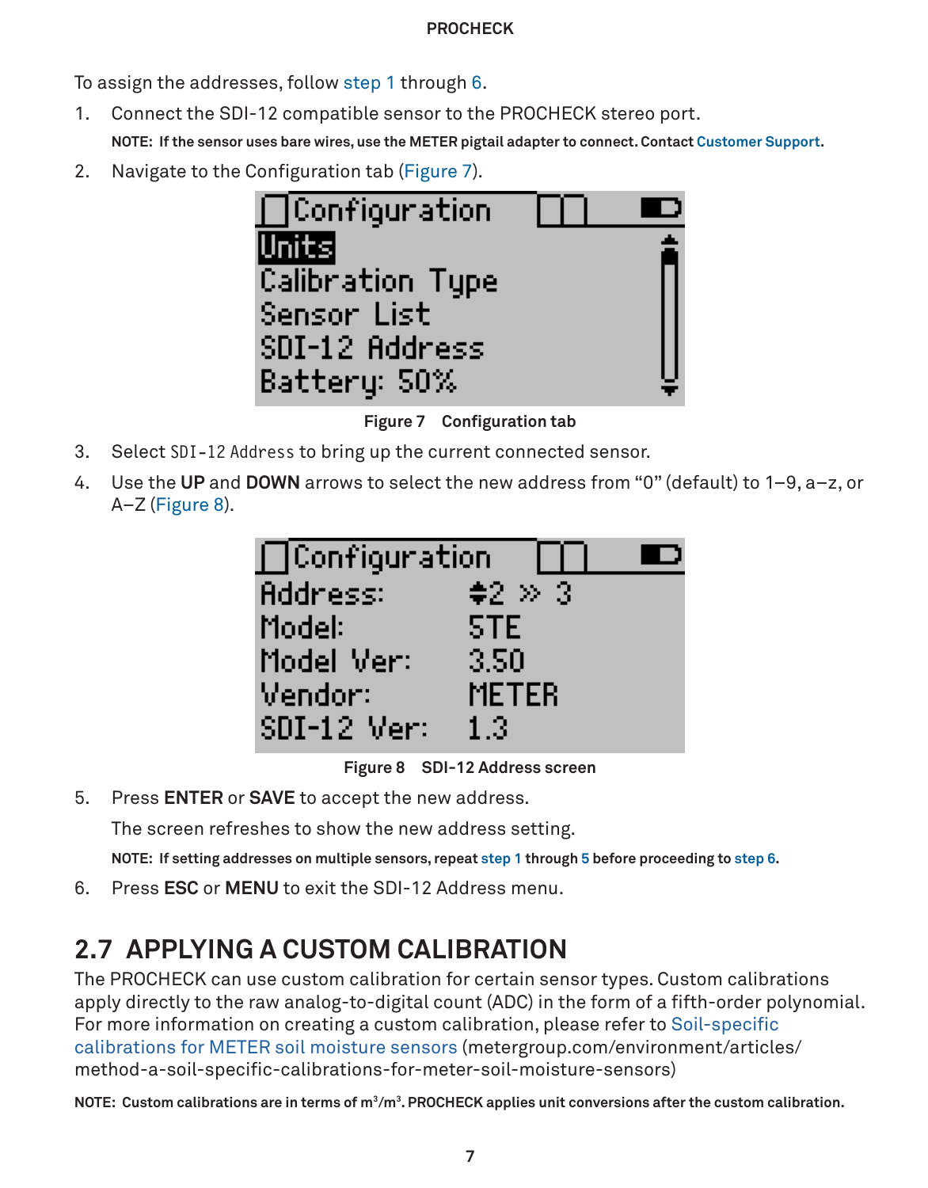To assign the addresses, follow step 1 through 6.

1. Connect the SDI-12 compatible sensor to the PROCHECK stereo port.

   **NOTE: If the sensor uses bare wires, use the METER pigtail adapter to connect. Contact Customer Support.**

2. Navigate to the Configuration tab (Figure 7).

   Configuration
   Units
   Calibration Type
   Sensor List
   SDI-12 Address
   Battery: 50%

   **Figure 7 Configuration tab**

3. Select `SDI-12 Address` to bring up the current connected sensor.

4. Use the **UP** and **DOWN** arrows to select the new address from “0” (default) to 1–9, a–z, or A–Z (Figure 8).

   Configuration
   Address: 2 » 3
   Model: 5TE
   Model Ver: 3.50
   Vendor: METER
   SDI-12 Ver: 1.3

   **Figure 8 SDI-12 Address screen**

5. Press **ENTER** or **SAVE** to accept the new address.

   The screen refreshes to show the new address setting.

   **NOTE: If setting addresses on multiple sensors, repeat step 1 through 5 before proceeding to step 6.**

6. Press **ESC** or **MENU** to exit the SDI-12 Address menu.

## 2.7 APPLYING A CUSTOM CALIBRATION

The PROCHECK can use custom calibration for certain sensor types. Custom calibrations apply directly to the raw analog-to-digital count (ADC) in the form of a fifth-order polynomial. For more information on creating a custom calibration, please refer to Soil-specific calibrations for METER soil moisture sensors (metergroup.com/environment/articles/method-a-soil-specific-calibrations-for-meter-soil-moisture-sensors)

**NOTE: Custom calibrations are in terms of $m^3/m^3$. PROCHECK applies unit conversions after the custom calibration.**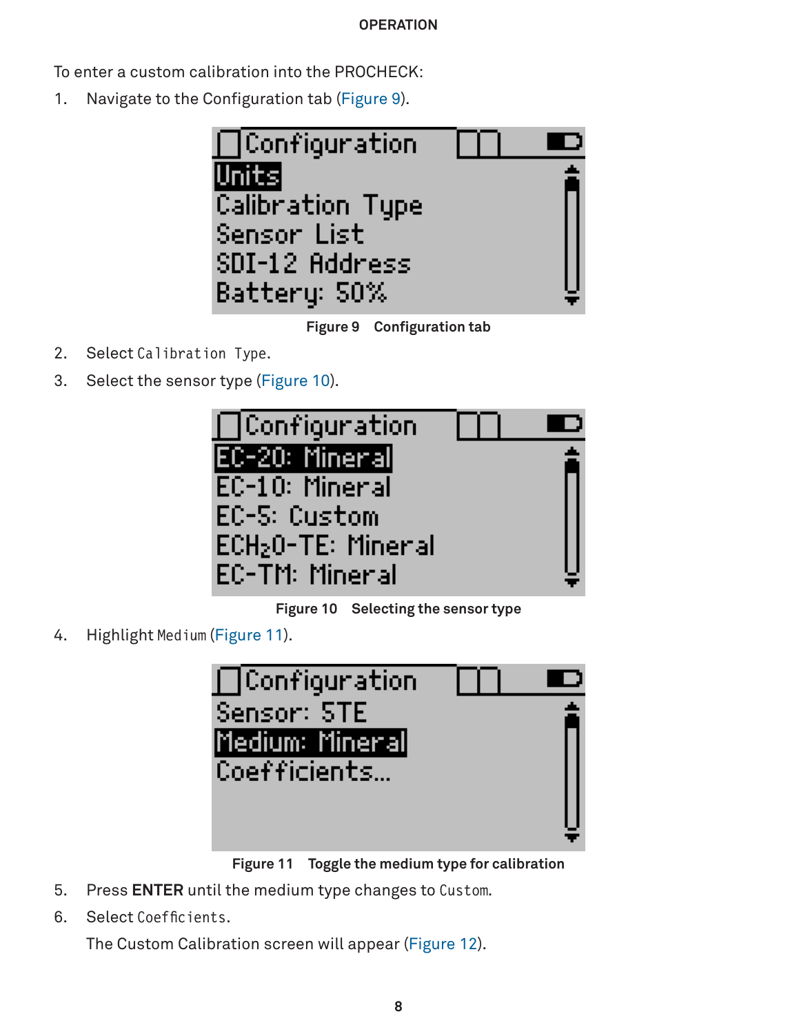To enter a custom calibration into the PROCHECK:

1. Navigate to the Configuration tab (Figure 9).

Figure 9 Configuration tab

2. Select `Calibration Type`.
3. Select the sensor type (Figure 10).

Figure 10 Selecting the sensor type

4. Highlight `Medium` (Figure 11).

Figure 11 Toggle the medium type for calibration

5. Press **ENTER** until the medium type changes to `Custom`.
6. Select `Coefficients`.

   The Custom Calibration screen will appear (Figure 12).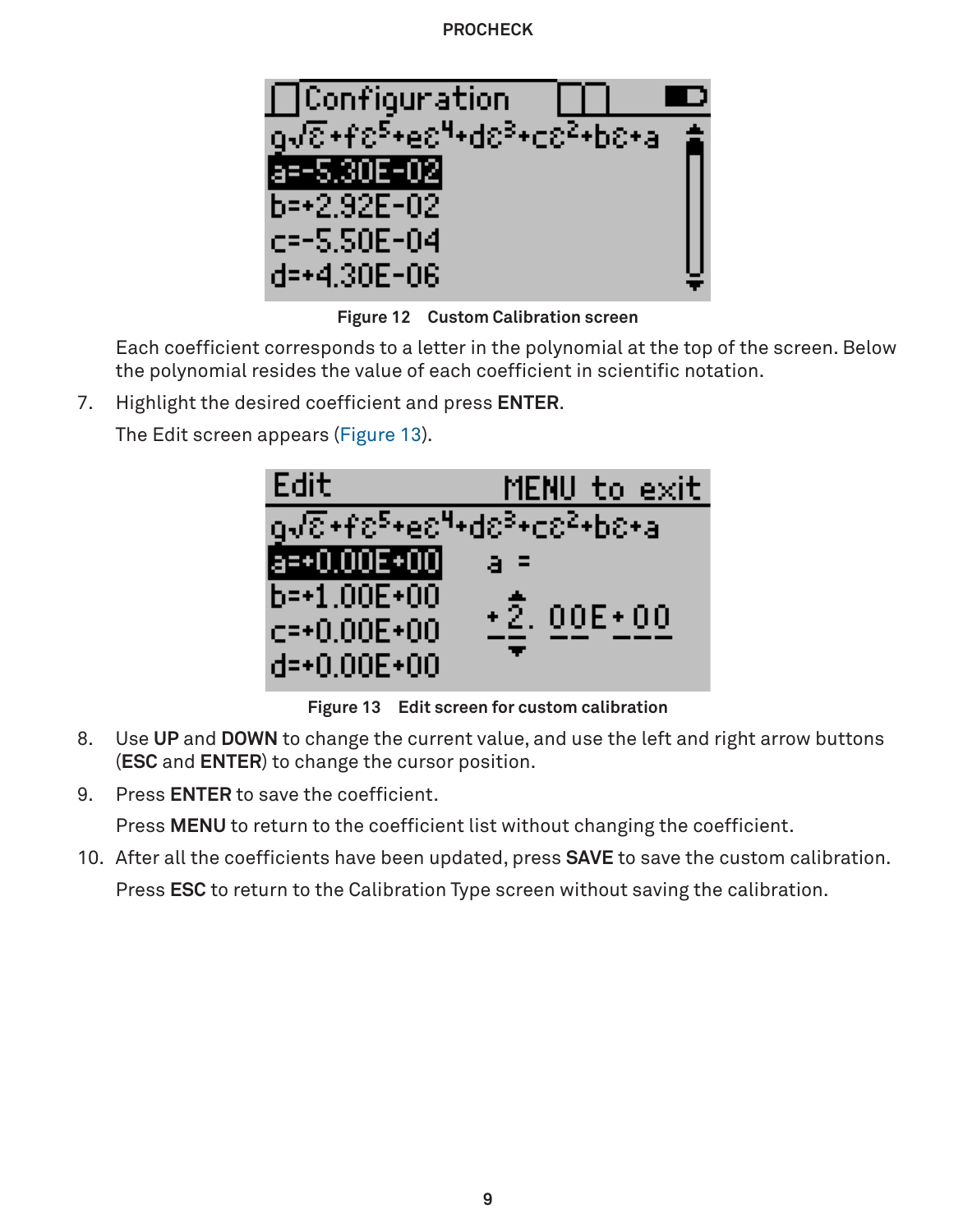Figure 12 Custom Calibration screen

Each coefficient corresponds to a letter in the polynomial at the top of the screen. Below the polynomial resides the value of each coefficient in scientific notation.

7. Highlight the desired coefficient and press **ENTER**.

   The Edit screen appears (Figure 13).

Figure 13 Edit screen for custom calibration

8. Use **UP** and **DOWN** to change the current value, and use the left and right arrow buttons (**ESC** and **ENTER**) to change the cursor position.
9. Press **ENTER** to save the coefficient.

   Press **MENU** to return to the coefficient list without changing the coefficient.
10. After all the coefficients have been updated, press **SAVE** to save the custom calibration.

    Press **ESC** to return to the Calibration Type screen without saving the calibration.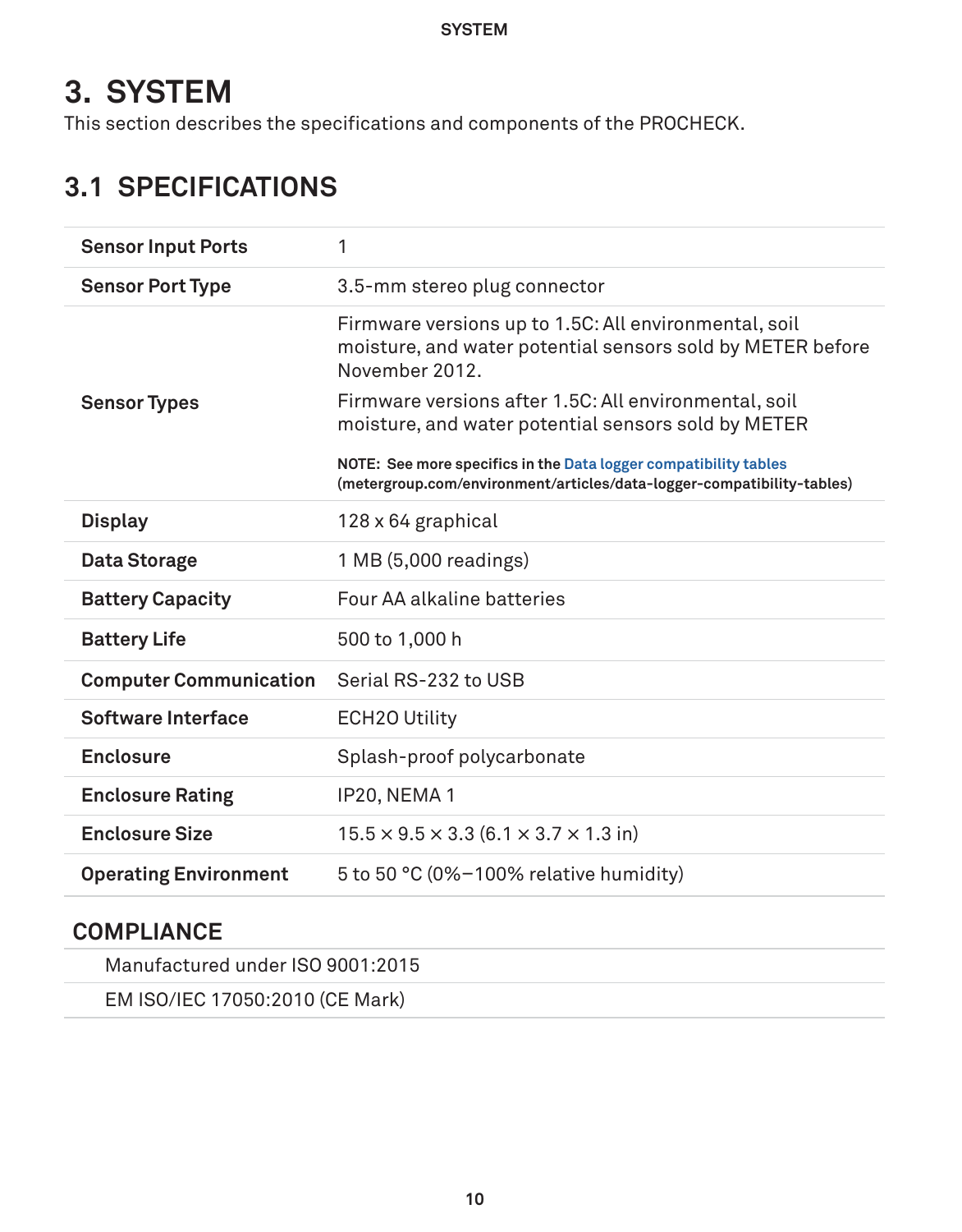# 3. SYSTEM

This section describes the specifications and components of the PROCHECK.

## 3.1 SPECIFICATIONS

| | |
|---|---|
| **Sensor Input Ports** | 1 |
| **Sensor Port Type** | 3.5-mm stereo plug connector |
| **Sensor Types** | Firmware versions up to 1.5C: All environmental, soil moisture, and water potential sensors sold by METER before November 2012.<br><br>Firmware versions after 1.5C: All environmental, soil moisture, and water potential sensors sold by METER<br><br>**NOTE: See more specifics in the Data logger compatibility tables (metergroup.com/environment/articles/data-logger-compatibility-tables)** |
| **Display** | 128 x 64 graphical |
| **Data Storage** | 1 MB (5,000 readings) |
| **Battery Capacity** | Four AA alkaline batteries |
| **Battery Life** | 500 to 1,000 h |
| **Computer Communication** | Serial RS-232 to USB |
| **Software Interface** | ECH2O Utility |
| **Enclosure** | Splash-proof polycarbonate |
| **Enclosure Rating** | IP20, NEMA 1 |
| **Enclosure Size** | 15.5 × 9.5 × 3.3 (6.1 × 3.7 × 1.3 in) |
| **Operating Environment** | 5 to 50 °C (0%–100% relative humidity) |

### COMPLIANCE

Manufactured under ISO 9001:2015

EM ISO/IEC 17050:2010 (CE Mark)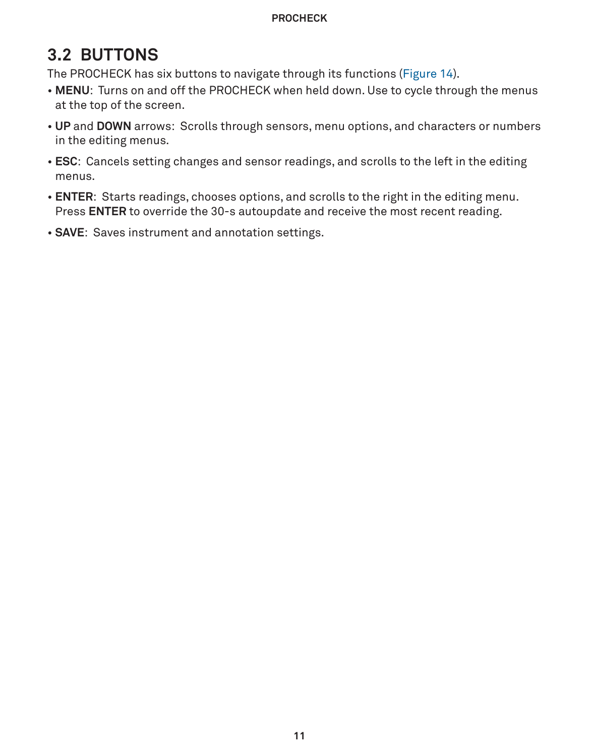## 3.2 BUTTONS

The PROCHECK has six buttons to navigate through its functions (Figure 14).

- **MENU**: Turns on and off the PROCHECK when held down. Use to cycle through the menus at the top of the screen.
- **UP** and **DOWN** arrows: Scrolls through sensors, menu options, and characters or numbers in the editing menus.
- **ESC**: Cancels setting changes and sensor readings, and scrolls to the left in the editing menus.
- **ENTER**: Starts readings, chooses options, and scrolls to the right in the editing menu. Press **ENTER** to override the 30-s autoupdate and receive the most recent reading.
- **SAVE**: Saves instrument and annotation settings.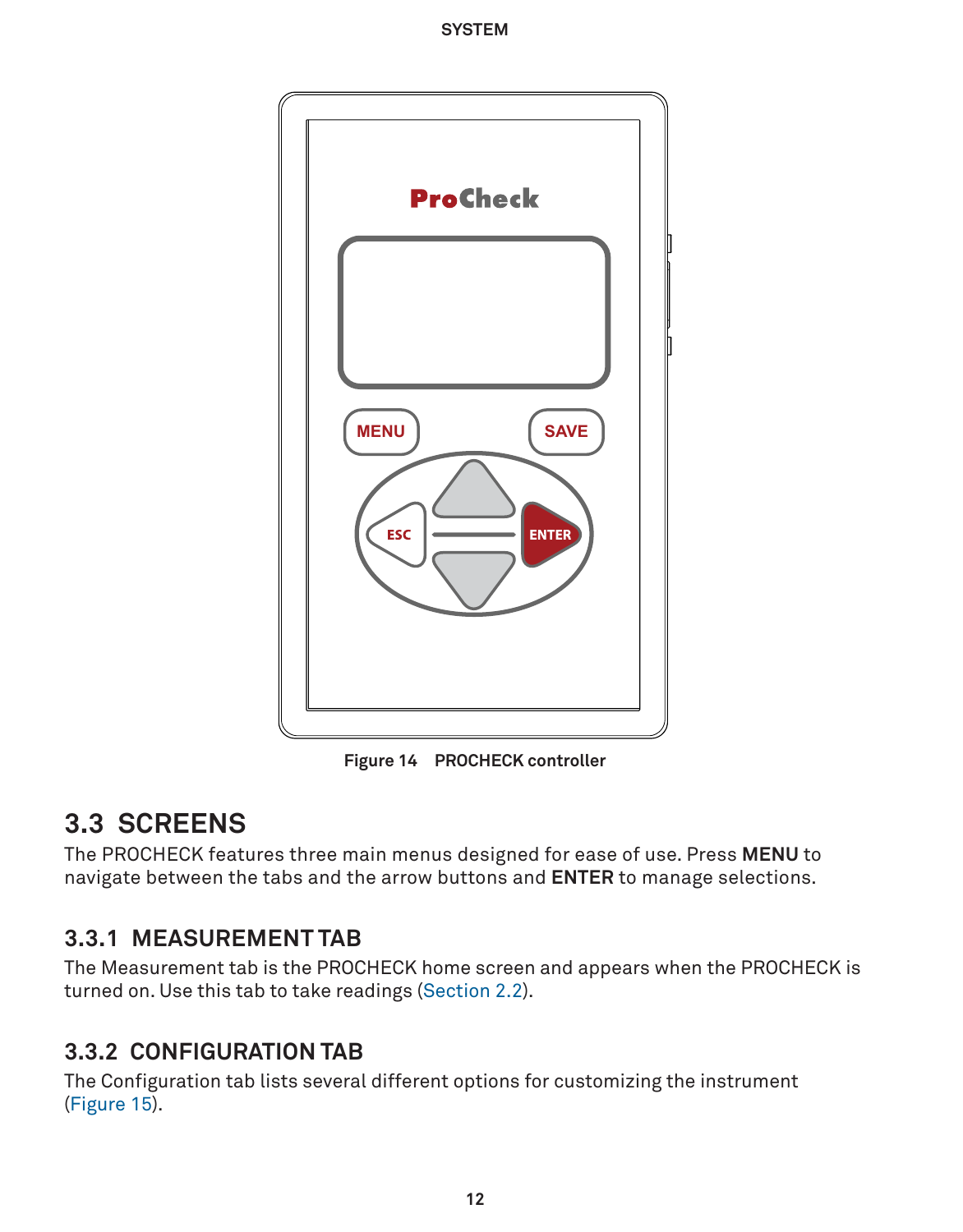Figure 14 PROCHECK controller

## 3.3 SCREENS

The PROCHECK features three main menus designed for ease of use. Press **MENU** to navigate between the tabs and the arrow buttons and **ENTER** to manage selections.

### 3.3.1 MEASUREMENT TAB

The Measurement tab is the PROCHECK home screen and appears when the PROCHECK is turned on. Use this tab to take readings (Section 2.2).

### 3.3.2 CONFIGURATION TAB

The Configuration tab lists several different options for customizing the instrument (Figure 15).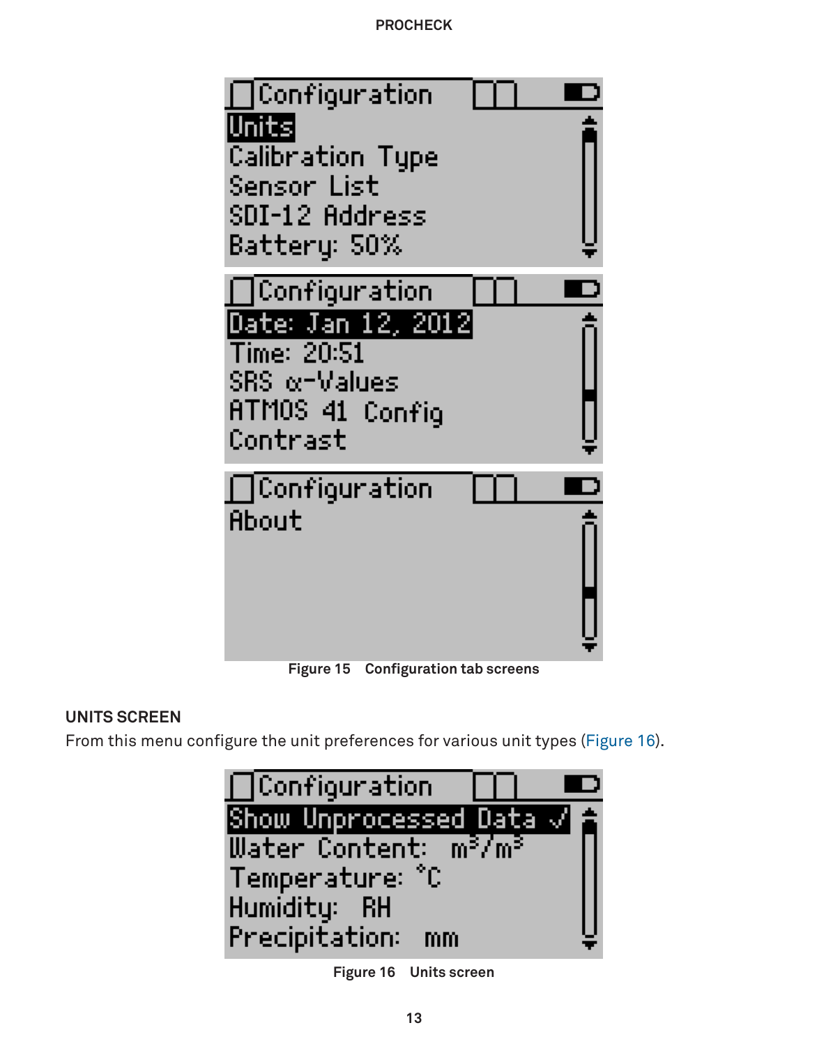Configuration

Units
Calibration Type
Sensor List
SDI-12 Address
Battery: 50%

Configuration

Date: Jan 12, 2012
Time: 20:51
SRS α-Values
ATMOS 41 Config
Contrast

Configuration

About

Figure 15 Configuration tab screens

### UNITS SCREEN

From this menu configure the unit preferences for various unit types (Figure 16).

Configuration

Show Unprocessed Data ✓
Water Content: $m^3/m^3$
Temperature: °C
Humidity: RH
Precipitation: mm

Figure 16 Units screen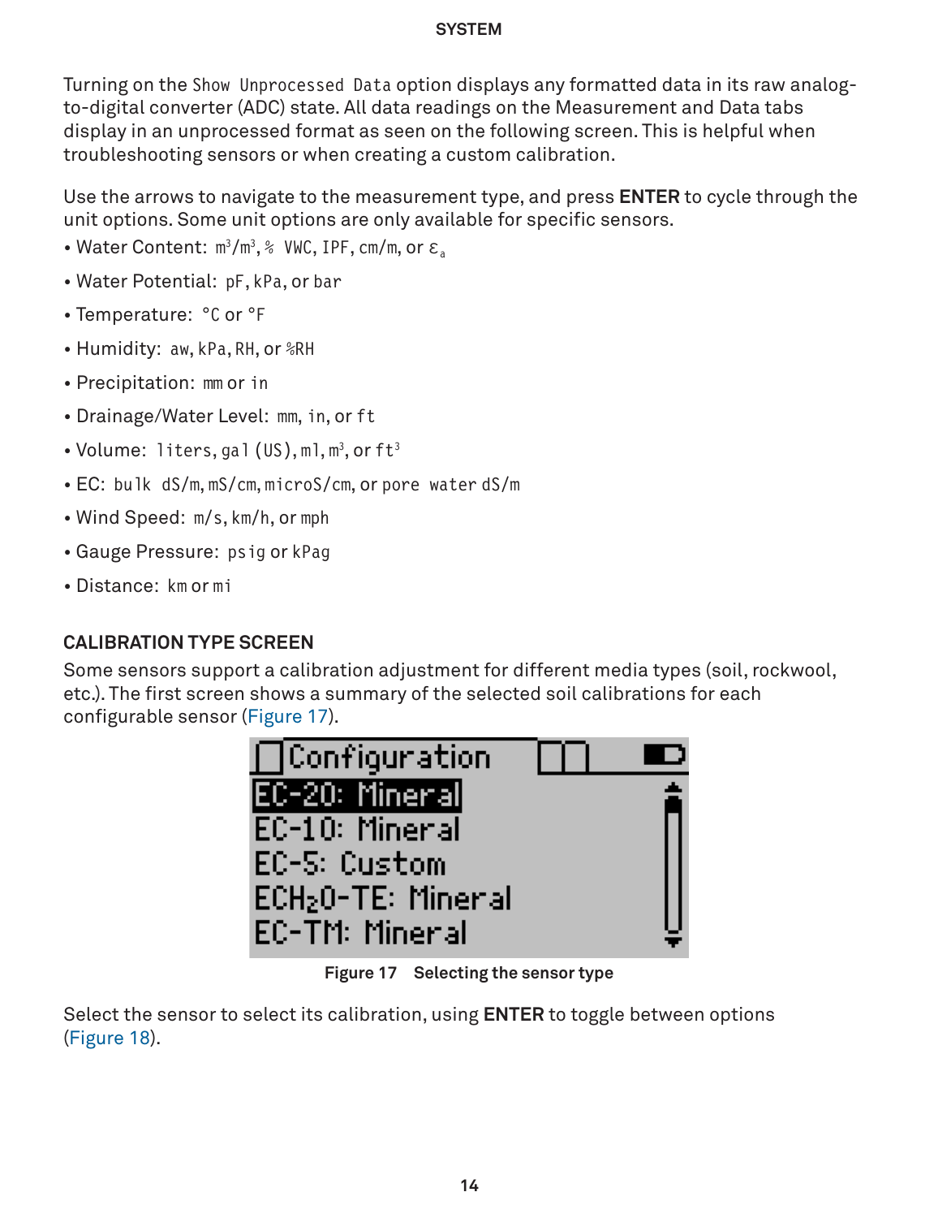Turning on the Show Unprocessed Data option displays any formatted data in its raw analog-to-digital converter (ADC) state. All data readings on the Measurement and Data tabs display in an unprocessed format as seen on the following screen. This is helpful when troubleshooting sensors or when creating a custom calibration.

Use the arrows to navigate to the measurement type, and press **ENTER** to cycle through the unit options. Some unit options are only available for specific sensors.

- Water Content: $m^3/m^3$, % VWC, IPF, cm/m, or $\varepsilon_a$
- Water Potential: pF, kPa, or bar
- Temperature: °C or °F
- Humidity: aw, kPa, RH, or %RH
- Precipitation: mm or in
- Drainage/Water Level: mm, in, or ft
- Volume: liters, gal (US), ml, $m^3$, or $ft^3$
- EC: bulk dS/m, mS/cm, microS/cm, or pore water dS/m
- Wind Speed: m/s, km/h, or mph
- Gauge Pressure: psig or kPag
- Distance: km or mi

### CALIBRATION TYPE SCREEN

Some sensors support a calibration adjustment for different media types (soil, rockwool, etc.). The first screen shows a summary of the selected soil calibrations for each configurable sensor (Figure 17).

Figure 17 Selecting the sensor type

Select the sensor to select its calibration, using **ENTER** to toggle between options (Figure 18).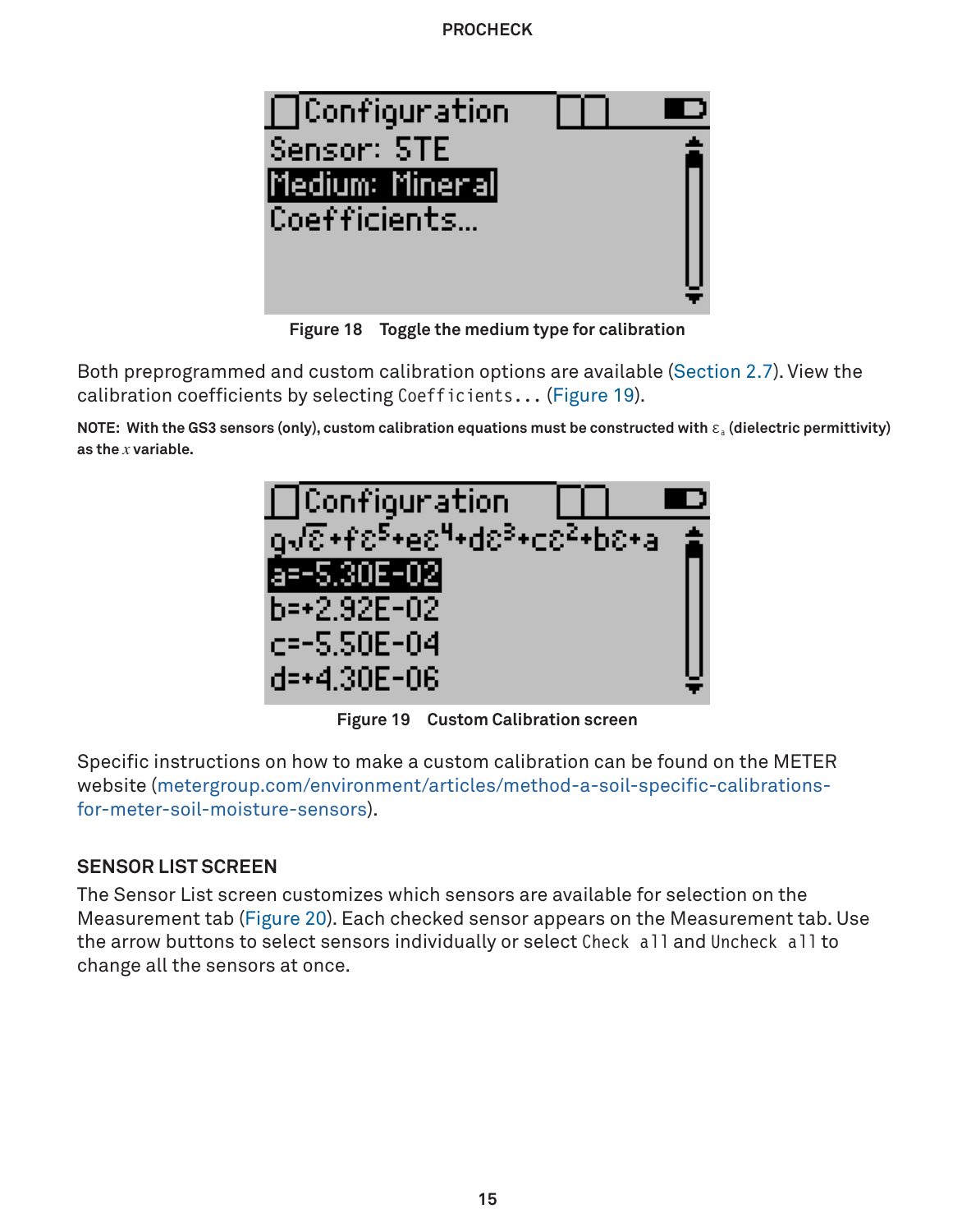Figure 18 Toggle the medium type for calibration

Both preprogrammed and custom calibration options are available (Section 2.7). View the calibration coefficients by selecting `Coefficients...` (Figure 19).

**NOTE: With the GS3 sensors (only), custom calibration equations must be constructed with $\varepsilon_a$ (dielectric permittivity) as the $x$ variable.**

Figure 19 Custom Calibration screen

Specific instructions on how to make a custom calibration can be found on the METER website (metergroup.com/environment/articles/method-a-soil-specific-calibrations-for-meter-soil-moisture-sensors).

### SENSOR LIST SCREEN

The Sensor List screen customizes which sensors are available for selection on the Measurement tab (Figure 20). Each checked sensor appears on the Measurement tab. Use the arrow buttons to select sensors individually or select `Check all` and `Uncheck all` to change all the sensors at once.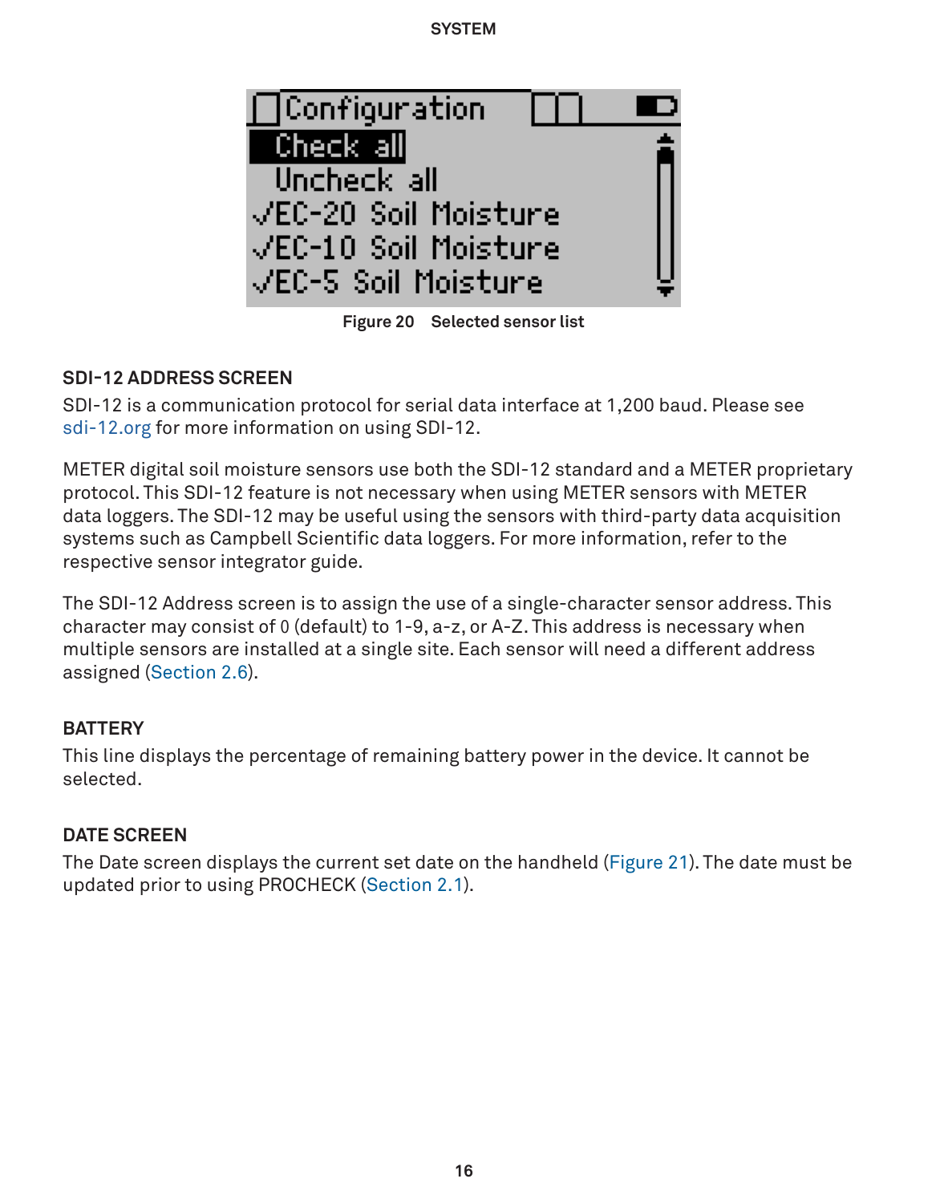Figure 20 Selected sensor list

### SDI-12 ADDRESS SCREEN

SDI-12 is a communication protocol for serial data interface at 1,200 baud. Please see sdi-12.org for more information on using SDI-12.

METER digital soil moisture sensors use both the SDI-12 standard and a METER proprietary protocol. This SDI-12 feature is not necessary when using METER sensors with METER data loggers. The SDI-12 may be useful using the sensors with third-party data acquisition systems such as Campbell Scientific data loggers. For more information, refer to the respective sensor integrator guide.

The SDI-12 Address screen is to assign the use of a single-character sensor address. This character may consist of 0 (default) to 1-9, a-z, or A-Z. This address is necessary when multiple sensors are installed at a single site. Each sensor will need a different address assigned (Section 2.6).

### BATTERY

This line displays the percentage of remaining battery power in the device. It cannot be selected.

### DATE SCREEN

The Date screen displays the current set date on the handheld (Figure 21). The date must be updated prior to using PROCHECK (Section 2.1).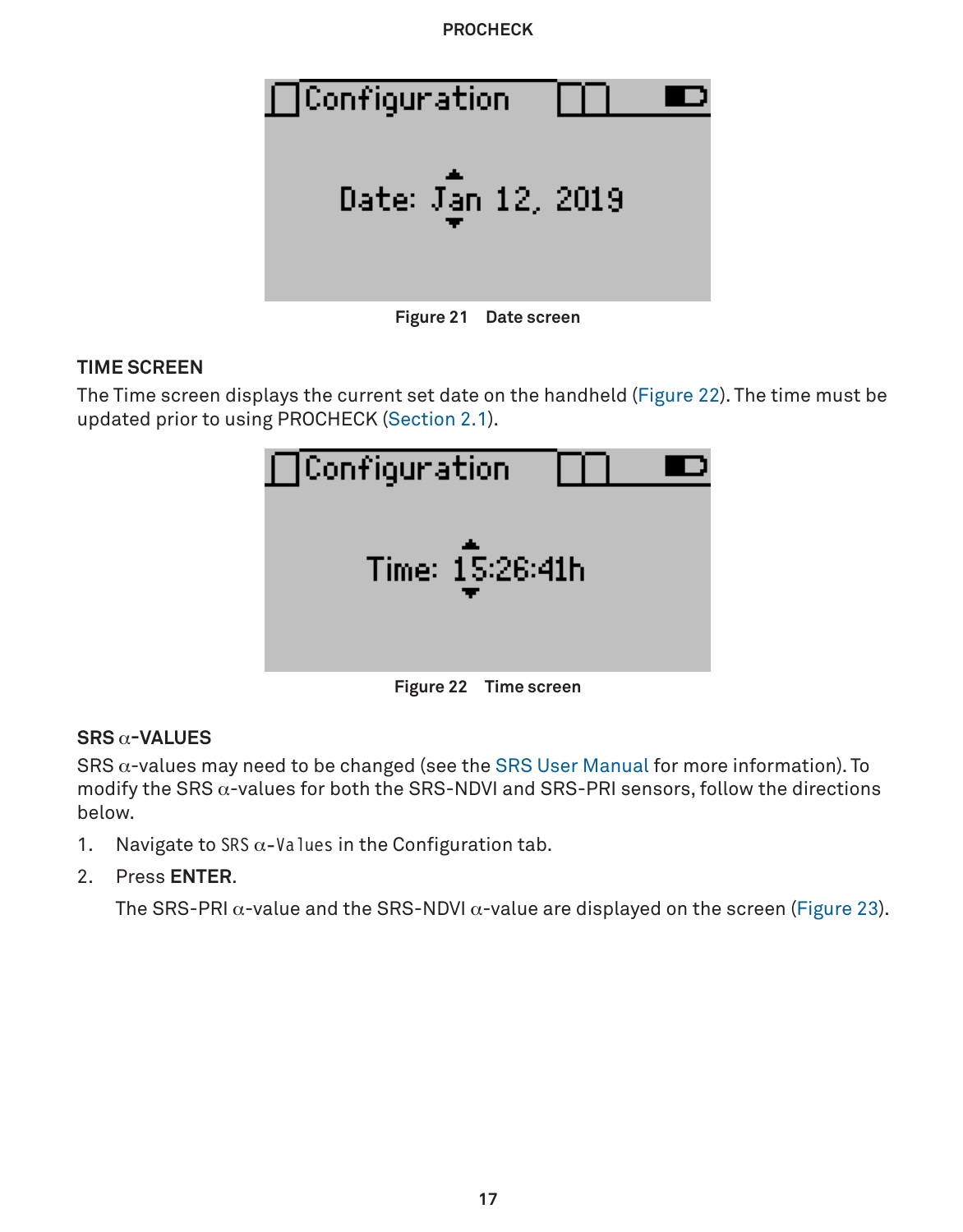Configuration

Date: Jan 12, 2019

**Figure 21** Date screen

## TIME SCREEN

The Time screen displays the current set date on the handheld (Figure 22). The time must be updated prior to using PROCHECK (Section 2.1).

Configuration

Time: 15:26:41h

**Figure 22** Time screen

## SRS α-VALUES

SRS α-values may need to be changed (see the SRS User Manual for more information). To modify the SRS α-values for both the SRS-NDVI and SRS-PRI sensors, follow the directions below.

1. Navigate to `SRS α-Values` in the Configuration tab.
2. Press **ENTER**.

   The SRS-PRI α-value and the SRS-NDVI α-value are displayed on the screen (Figure 23).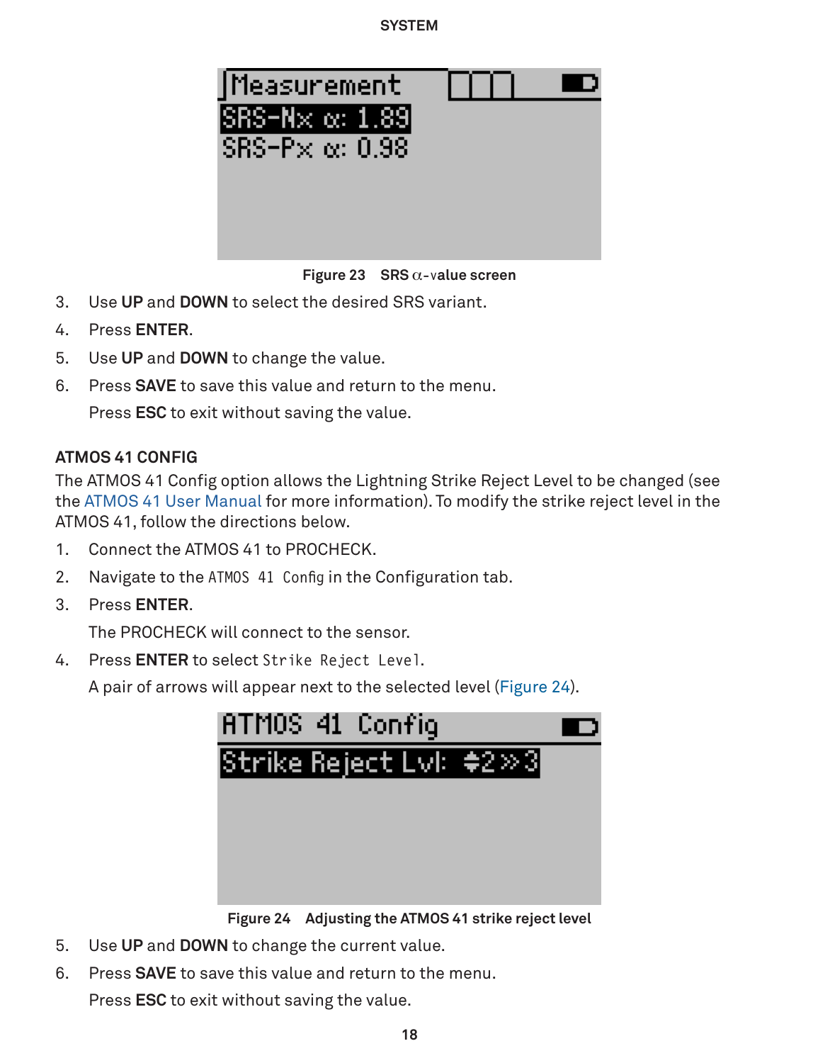Figure 23 SRS α-value screen

3. Use **UP** and **DOWN** to select the desired SRS variant.
4. Press **ENTER**.
5. Use **UP** and **DOWN** to change the value.
6. Press **SAVE** to save this value and return to the menu.

   Press **ESC** to exit without saving the value.

### ATMOS 41 CONFIG

The ATMOS 41 Config option allows the Lightning Strike Reject Level to be changed (see the ATMOS 41 User Manual for more information). To modify the strike reject level in the ATMOS 41, follow the directions below.

1. Connect the ATMOS 41 to PROCHECK.
2. Navigate to the `ATMOS 41 Config` in the Configuration tab.
3. Press **ENTER**.

   The PROCHECK will connect to the sensor.
4. Press **ENTER** to select `Strike Reject Level`.

   A pair of arrows will appear next to the selected level (Figure 24).

Figure 24 Adjusting the ATMOS 41 strike reject level

5. Use **UP** and **DOWN** to change the current value.
6. Press **SAVE** to save this value and return to the menu.

   Press **ESC** to exit without saving the value.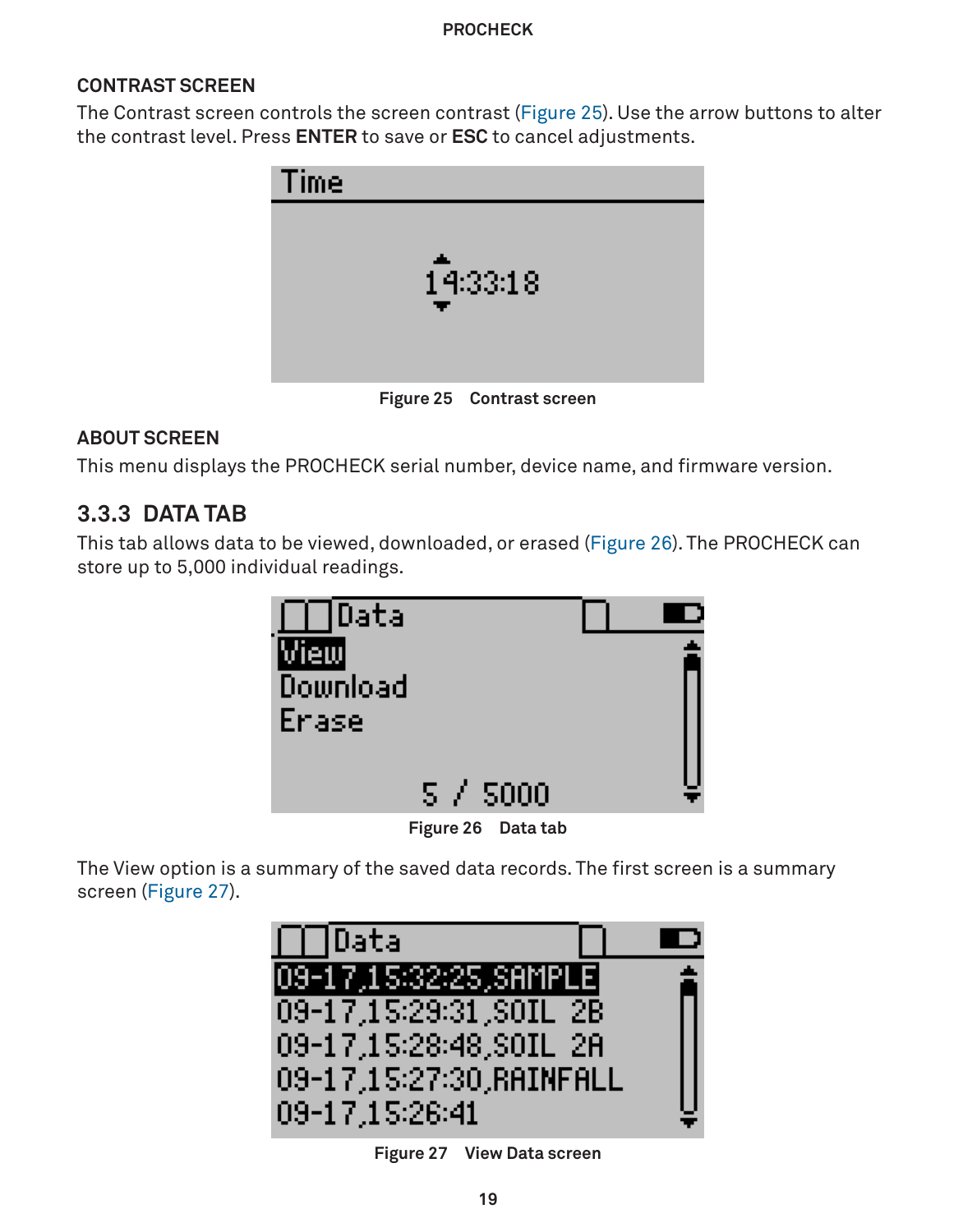### CONTRAST SCREEN

The Contrast screen controls the screen contrast (Figure 25). Use the arrow buttons to alter the contrast level. Press **ENTER** to save or **ESC** to cancel adjustments.

**Figure 25 Contrast screen**

### ABOUT SCREEN

This menu displays the PROCHECK serial number, device name, and firmware version.

## 3.3.3 DATA TAB

This tab allows data to be viewed, downloaded, or erased (Figure 26). The PROCHECK can store up to 5,000 individual readings.

**Figure 26 Data tab**

The View option is a summary of the saved data records. The first screen is a summary screen (Figure 27).

**Figure 27 View Data screen**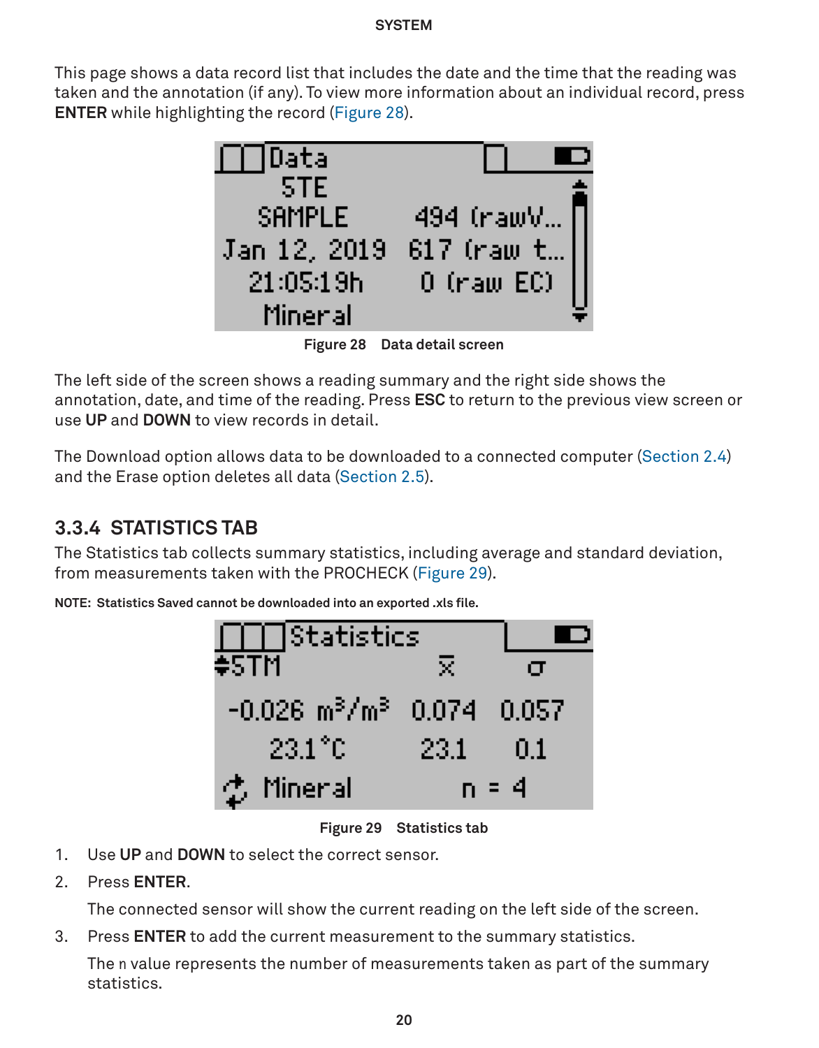This page shows a data record list that includes the date and the time that the reading was taken and the annotation (if any). To view more information about an individual record, press **ENTER** while highlighting the record (Figure 28).

Figure 28 Data detail screen

The left side of the screen shows a reading summary and the right side shows the annotation, date, and time of the reading. Press **ESC** to return to the previous view screen or use **UP** and **DOWN** to view records in detail.

The Download option allows data to be downloaded to a connected computer (Section 2.4) and the Erase option deletes all data (Section 2.5).

### 3.3.4 STATISTICS TAB

The Statistics tab collects summary statistics, including average and standard deviation, from measurements taken with the PROCHECK (Figure 29).

**NOTE: Statistics Saved cannot be downloaded into an exported .xls file.**

Figure 29 Statistics tab

1. Use **UP** and **DOWN** to select the correct sensor.
2. Press **ENTER**.

   The connected sensor will show the current reading on the left side of the screen.
3. Press **ENTER** to add the current measurement to the summary statistics.

   The n value represents the number of measurements taken as part of the summary statistics.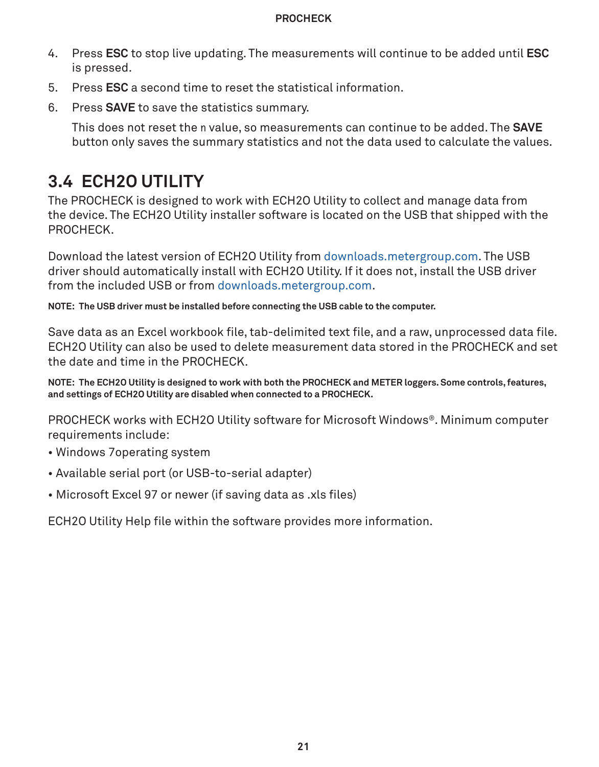4. Press **ESC** to stop live updating. The measurements will continue to be added until **ESC** is pressed.
5. Press **ESC** a second time to reset the statistical information.
6. Press **SAVE** to save the statistics summary.

   This does not reset the n value, so measurements can continue to be added. The **SAVE** button only saves the summary statistics and not the data used to calculate the values.

## 3.4 ECH2O UTILITY

The PROCHECK is designed to work with ECH2O Utility to collect and manage data from the device. The ECH2O Utility installer software is located on the USB that shipped with the PROCHECK.

Download the latest version of ECH2O Utility from downloads.metergroup.com. The USB driver should automatically install with ECH2O Utility. If it does not, install the USB driver from the included USB or from downloads.metergroup.com.

**NOTE: The USB driver must be installed before connecting the USB cable to the computer.**

Save data as an Excel workbook file, tab-delimited text file, and a raw, unprocessed data file. ECH2O Utility can also be used to delete measurement data stored in the PROCHECK and set the date and time in the PROCHECK.

**NOTE: The ECH2O Utility is designed to work with both the PROCHECK and METER loggers. Some controls, features, and settings of ECH2O Utility are disabled when connected to a PROCHECK.**

PROCHECK works with ECH2O Utility software for Microsoft Windows®. Minimum computer requirements include:

- Windows 7operating system
- Available serial port (or USB-to-serial adapter)
- Microsoft Excel 97 or newer (if saving data as .xls files)

ECH2O Utility Help file within the software provides more information.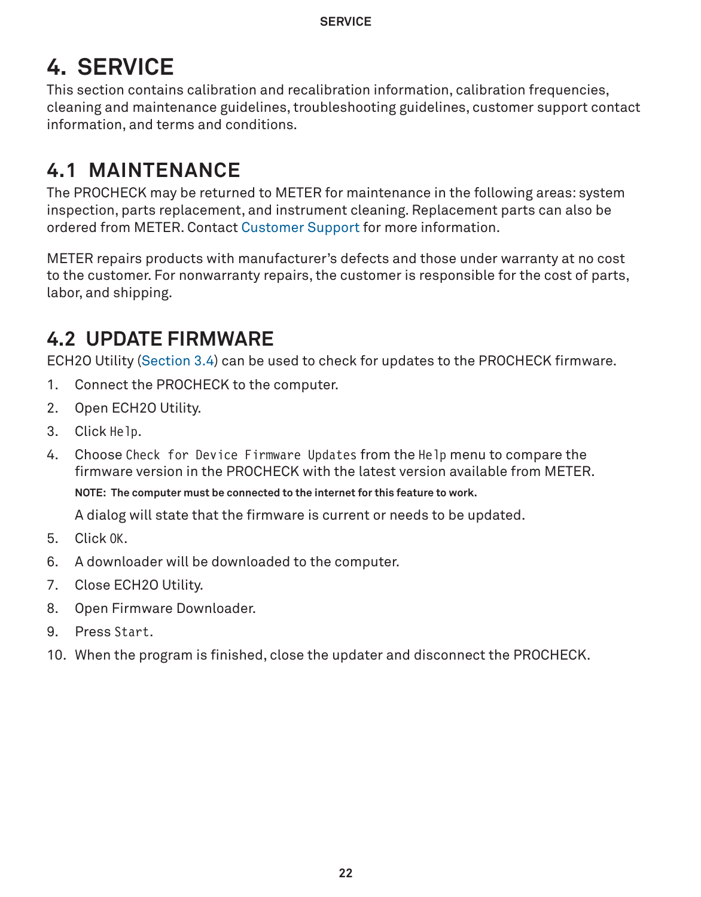# 4. SERVICE

This section contains calibration and recalibration information, calibration frequencies, cleaning and maintenance guidelines, troubleshooting guidelines, customer support contact information, and terms and conditions.

## 4.1 MAINTENANCE

The PROCHECK may be returned to METER for maintenance in the following areas: system inspection, parts replacement, and instrument cleaning. Replacement parts can also be ordered from METER. Contact Customer Support for more information.

METER repairs products with manufacturer's defects and those under warranty at no cost to the customer. For nonwarranty repairs, the customer is responsible for the cost of parts, labor, and shipping.

## 4.2 UPDATE FIRMWARE

ECH2O Utility (Section 3.4) can be used to check for updates to the PROCHECK firmware.

1. Connect the PROCHECK to the computer.
2. Open ECH2O Utility.
3. Click `Help`.
4. Choose `Check for Device Firmware Updates` from the `Help` menu to compare the firmware version in the PROCHECK with the latest version available from METER.

   **NOTE: The computer must be connected to the internet for this feature to work.**

   A dialog will state that the firmware is current or needs to be updated.
5. Click `OK`.
6. A downloader will be downloaded to the computer.
7. Close ECH2O Utility.
8. Open Firmware Downloader.
9. Press `Start`.
10. When the program is finished, close the updater and disconnect the PROCHECK.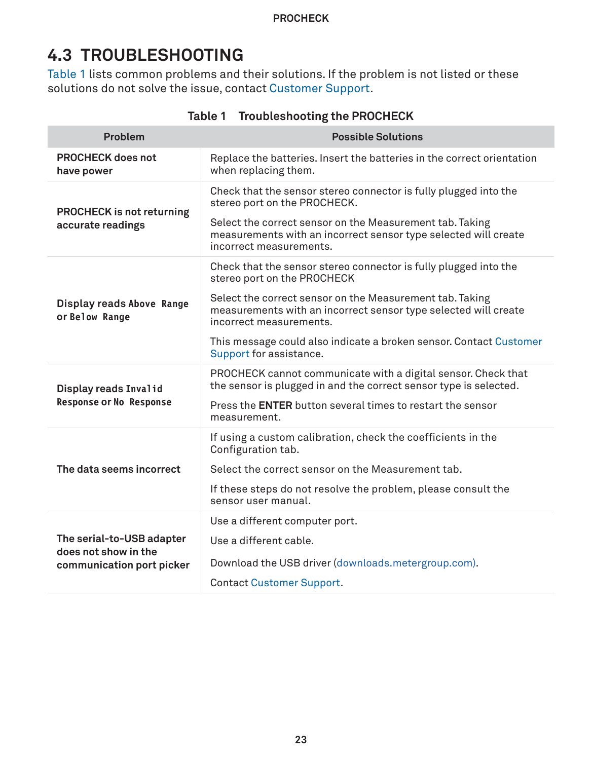## 4.3 TROUBLESHOOTING

Table 1 lists common problems and their solutions. If the problem is not listed or these solutions do not solve the issue, contact Customer Support.

**Table 1 Troubleshooting the PROCHECK**

| Problem | Possible Solutions |
|---|---|
| **PROCHECK does not have power** | Replace the batteries. Insert the batteries in the correct orientation when replacing them. |
| **PROCHECK is not returning accurate readings** | Check that the sensor stereo connector is fully plugged into the stereo port on the PROCHECK.<br><br>Select the correct sensor on the Measurement tab. Taking measurements with an incorrect sensor type selected will create incorrect measurements. |
| **Display reads `Above Range` or `Below Range`** | Check that the sensor stereo connector is fully plugged into the stereo port on the PROCHECK<br><br>Select the correct sensor on the Measurement tab. Taking measurements with an incorrect sensor type selected will create incorrect measurements.<br><br>This message could also indicate a broken sensor. Contact Customer Support for assistance. |
| **Display reads `Invalid Response` or `No Response`** | PROCHECK cannot communicate with a digital sensor. Check that the sensor is plugged in and the correct sensor type is selected.<br><br>Press the **ENTER** button several times to restart the sensor measurement. |
| **The data seems incorrect** | If using a custom calibration, check the coefficients in the Configuration tab.<br><br>Select the correct sensor on the Measurement tab.<br><br>If these steps do not resolve the problem, please consult the sensor user manual. |
| **The serial-to-USB adapter does not show in the communication port picker** | Use a different computer port.<br><br>Use a different cable.<br><br>Download the USB driver (downloads.metergroup.com).<br><br>Contact Customer Support. |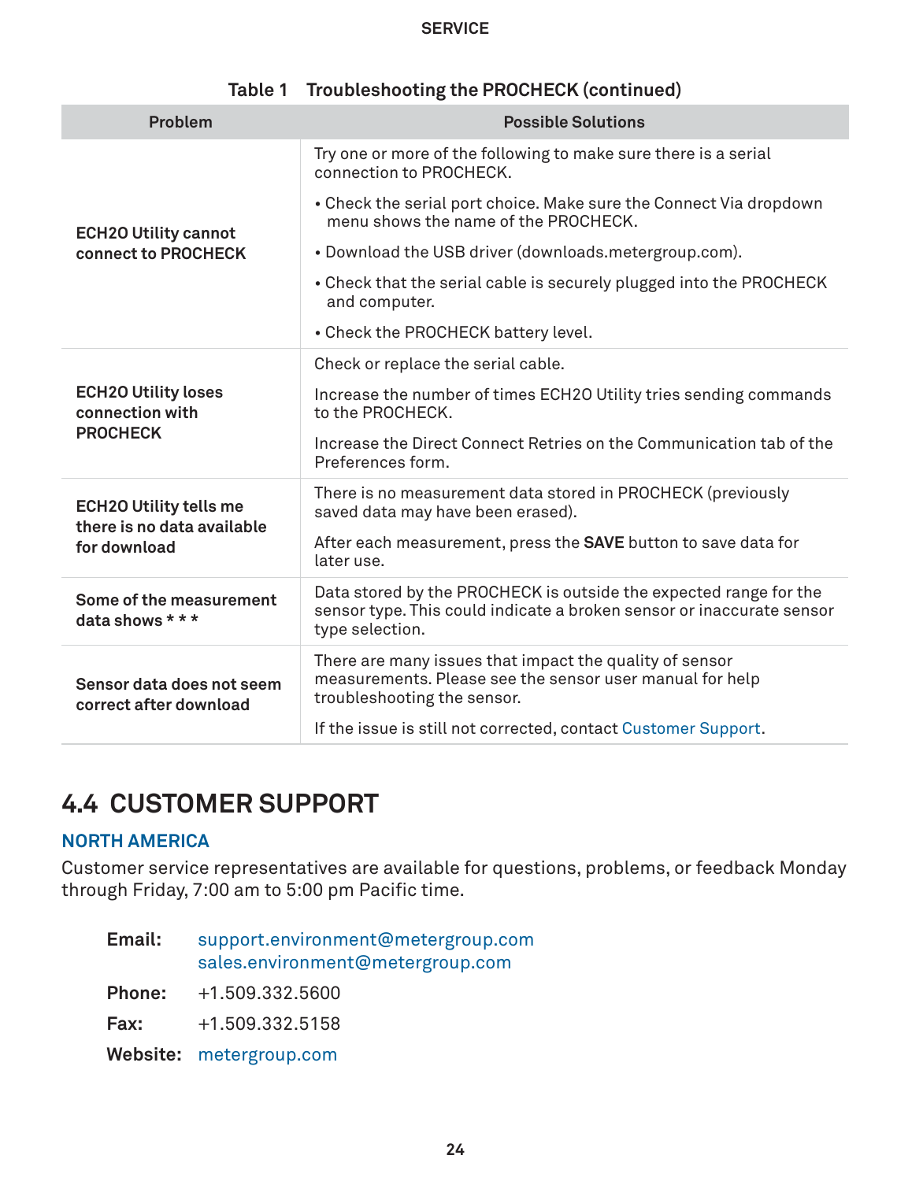Table 1 Troubleshooting the PROCHECK (continued)

| Problem | Possible Solutions |
| --- | --- |
| **ECH2O Utility cannot connect to PROCHECK** | Try one or more of the following to make sure there is a serial connection to PROCHECK.<br>• Check the serial port choice. Make sure the Connect Via dropdown menu shows the name of the PROCHECK.<br>• Download the USB driver (downloads.metergroup.com).<br>• Check that the serial cable is securely plugged into the PROCHECK and computer.<br>• Check the PROCHECK battery level. |
| **ECH2O Utility loses connection with PROCHECK** | Check or replace the serial cable.<br>Increase the number of times ECH2O Utility tries sending commands to the PROCHECK.<br>Increase the Direct Connect Retries on the Communication tab of the Preferences form. |
| **ECH2O Utility tells me there is no data available for download** | There is no measurement data stored in PROCHECK (previously saved data may have been erased).<br>After each measurement, press the **SAVE** button to save data for later use. |
| **Some of the measurement data shows * * *** | Data stored by the PROCHECK is outside the expected range for the sensor type. This could indicate a broken sensor or inaccurate sensor type selection. |
| **Sensor data does not seem correct after download** | There are many issues that impact the quality of sensor measurements. Please see the sensor user manual for help troubleshooting the sensor.<br>If the issue is still not corrected, contact Customer Support. |

## 4.4 CUSTOMER SUPPORT

### NORTH AMERICA

Customer service representatives are available for questions, problems, or feedback Monday through Friday, 7:00 am to 5:00 pm Pacific time.

**Email:** support.environment@metergroup.com
sales.environment@metergroup.com

**Phone:** +1.509.332.5600

**Fax:** +1.509.332.5158

**Website:** metergroup.com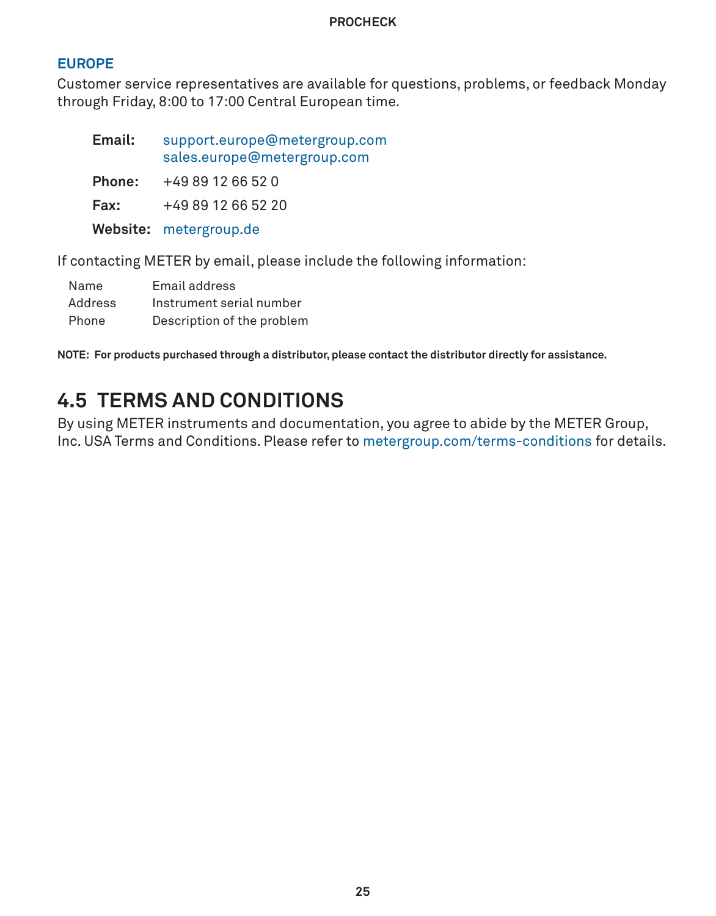### EUROPE

Customer service representatives are available for questions, problems, or feedback Monday through Friday, 8:00 to 17:00 Central European time.

**Email:** support.europe@metergroup.com
sales.europe@metergroup.com

**Phone:** +49 89 12 66 52 0

**Fax:** +49 89 12 66 52 20

**Website:** metergroup.de

If contacting METER by email, please include the following information:

| | |
|---|---|
| Name | Email address |
| Address | Instrument serial number |
| Phone | Description of the problem |

**NOTE: For products purchased through a distributor, please contact the distributor directly for assistance.**

## 4.5 TERMS AND CONDITIONS

By using METER instruments and documentation, you agree to abide by the METER Group, Inc. USA Terms and Conditions. Please refer to metergroup.com/terms-conditions for details.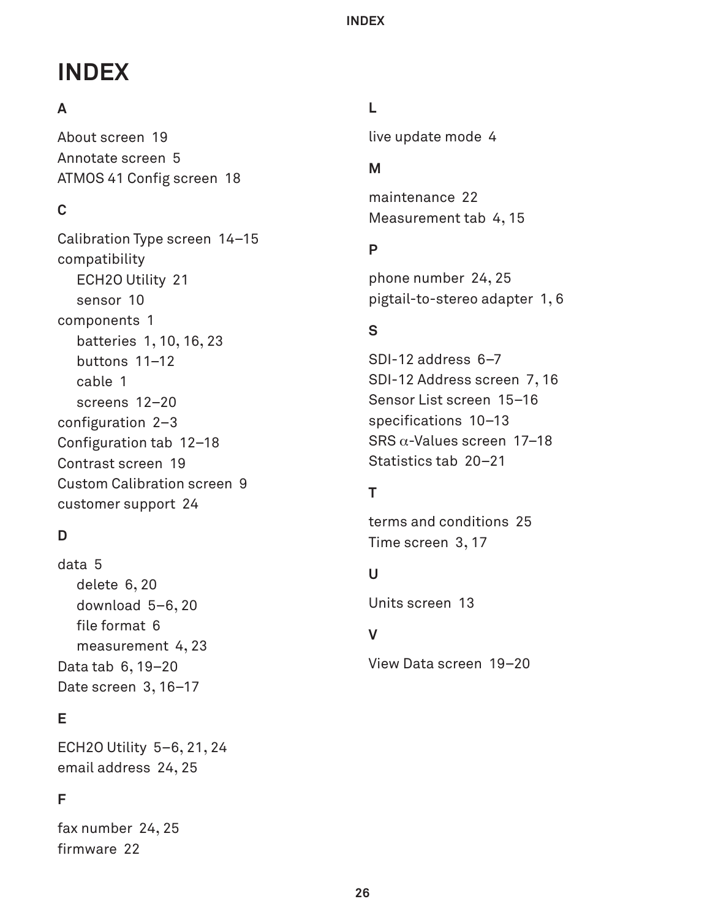# INDEX

## A

About screen 19
Annotate screen 5
ATMOS 41 Config screen 18

## C

Calibration Type screen 14–15
compatibility
- ECH2O Utility 21
- sensor 10

components 1
- batteries 1, 10, 16, 23
- buttons 11–12
- cable 1
- screens 12–20

configuration 2–3
Configuration tab 12–18
Contrast screen 19
Custom Calibration screen 9
customer support 24

## D

data 5
- delete 6, 20
- download 5–6, 20
- file format 6
- measurement 4, 23

Data tab 6, 19–20
Date screen 3, 16–17

## E

ECH2O Utility 5–6, 21, 24
email address 24, 25

## F

fax number 24, 25
firmware 22

## L

live update mode 4

## M

maintenance 22
Measurement tab 4, 15

## P

phone number 24, 25
pigtail-to-stereo adapter 1, 6

## S

SDI-12 address 6–7
SDI-12 Address screen 7, 16
Sensor List screen 15–16
specifications 10–13
SRS $\alpha$-Values screen 17–18
Statistics tab 20–21

## T

terms and conditions 25
Time screen 3, 17

## U

Units screen 13

## V

View Data screen 19–20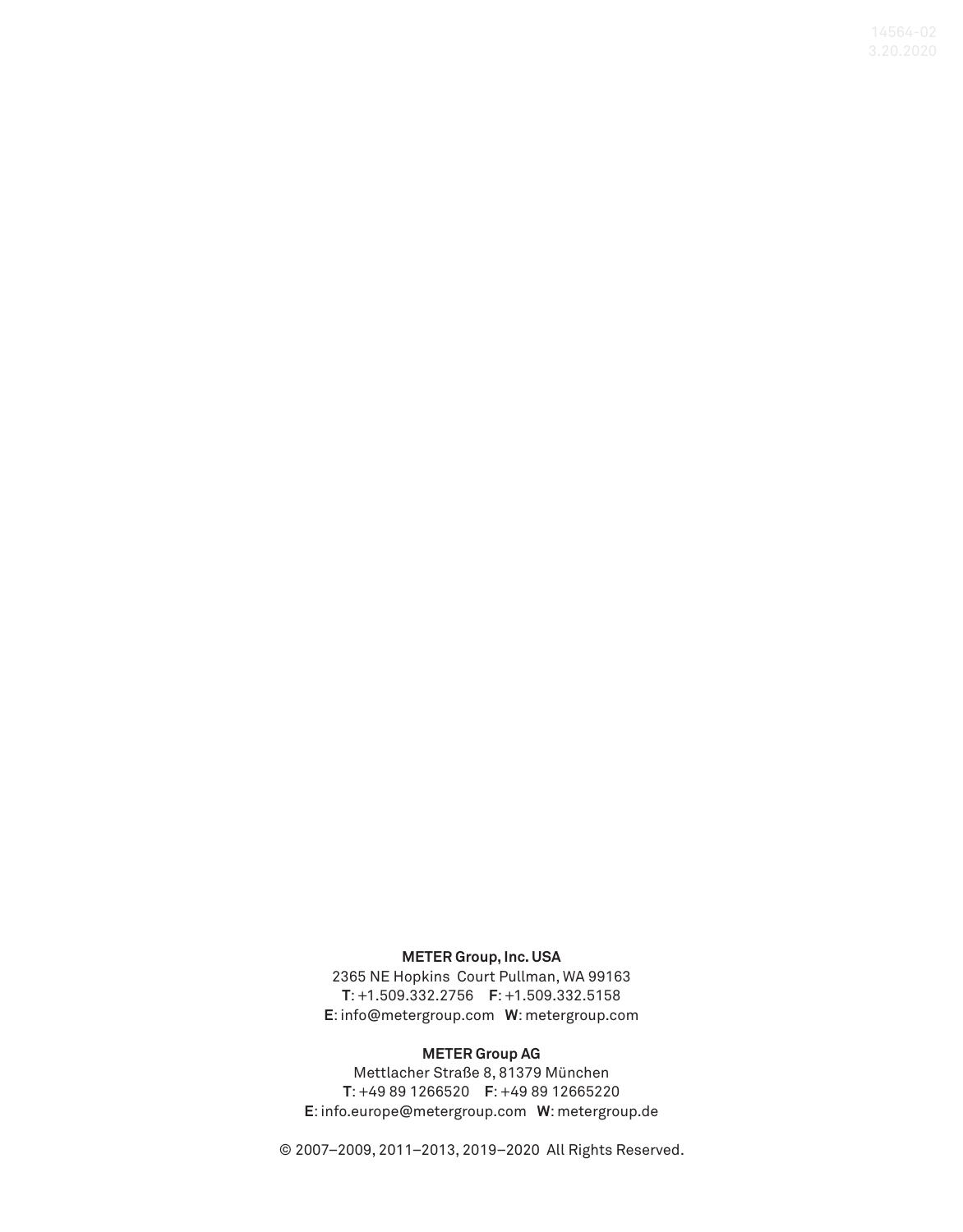**METER Group, Inc. USA**
2365 NE Hopkins Court Pullman, WA 99163
**T**: +1.509.332.2756 **F**: +1.509.332.5158
**E**: info@metergroup.com **W**: metergroup.com

**METER Group AG**
Mettlacher Straße 8, 81379 München
**T**: +49 89 1266520 **F**: +49 89 12665220
**E**: info.europe@metergroup.com **W**: metergroup.de

© 2007–2009, 2011–2013, 2019–2020 All Rights Reserved.